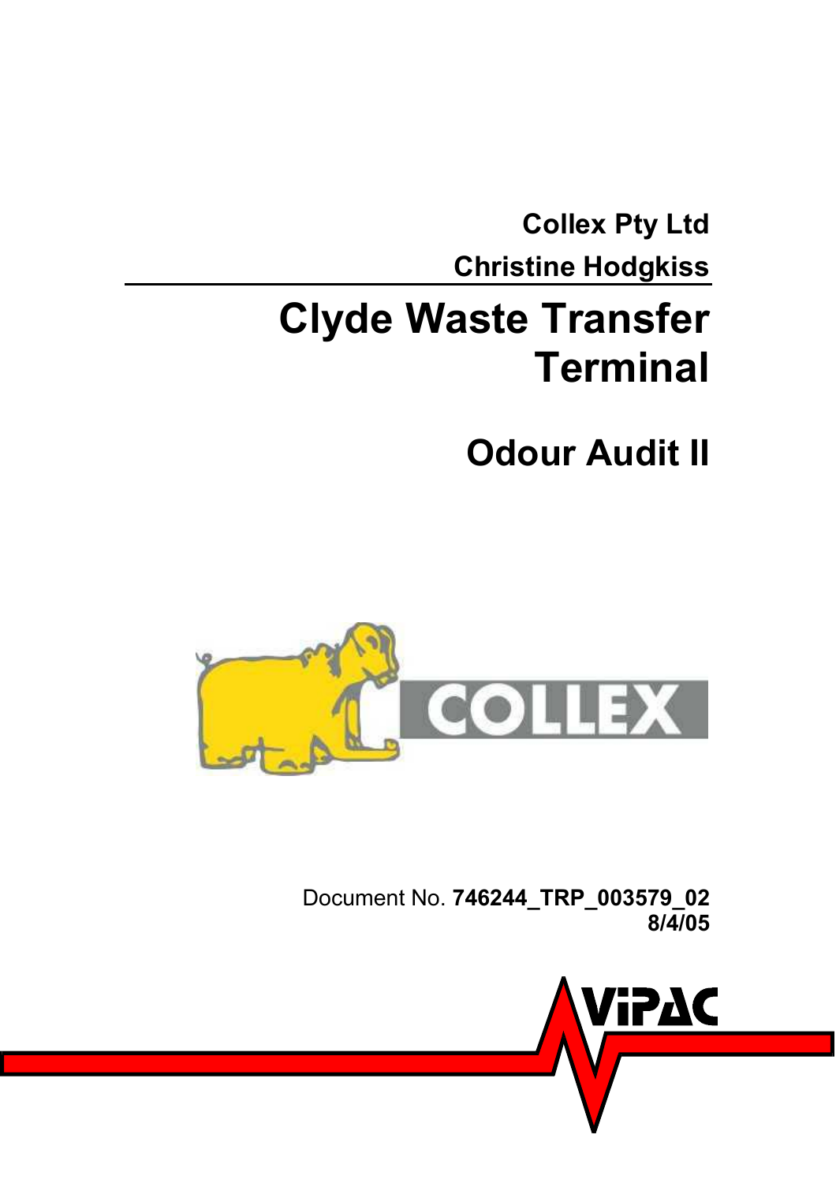**Collex Pty Ltd**

**Christine Hodgkiss**

# Clyde Waste Transfer Terminal

## Odour Audit II

Document No. **746244_TRP_003579_02**
**8/4/05**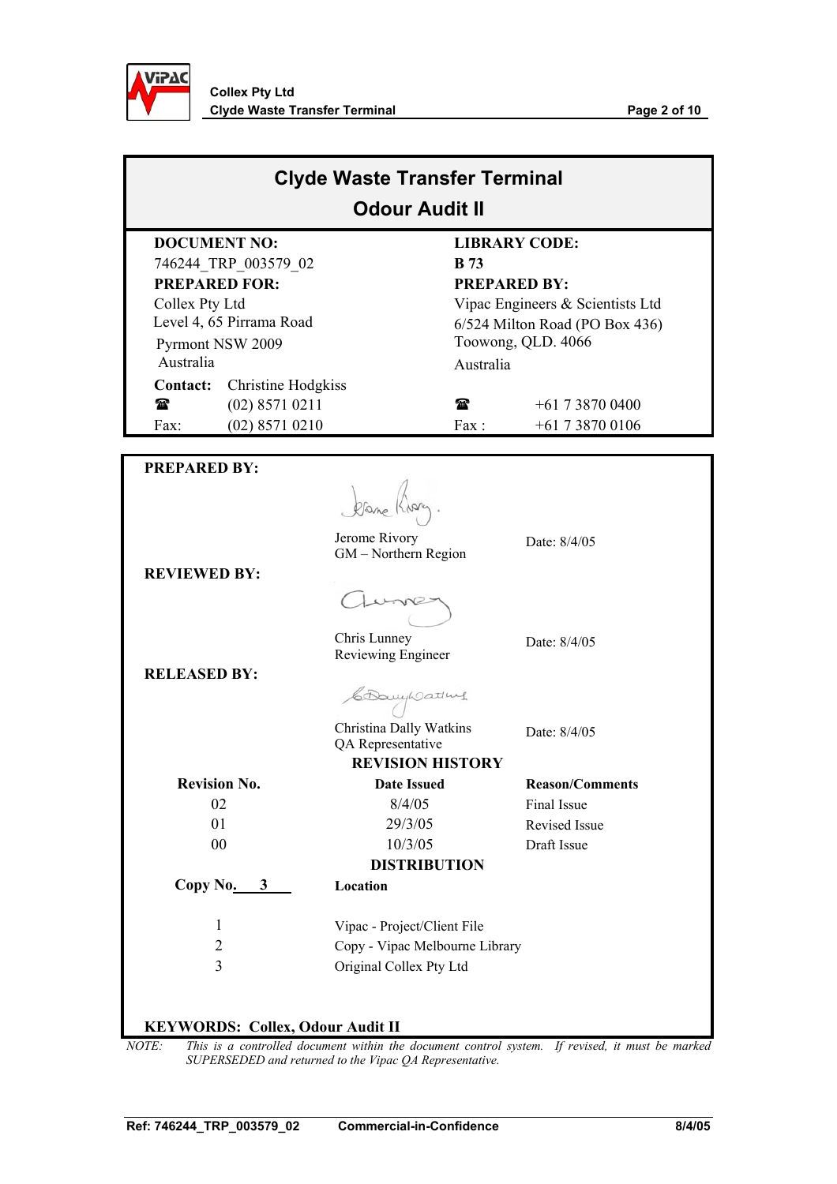# Clyde Waste Transfer Terminal

## Odour Audit II

| | |
|---|---|
| **DOCUMENT NO:** | **LIBRARY CODE:** |
| 746244_TRP_003579_02 | **B 73** |
| **PREPARED FOR:** | **PREPARED BY:** |
| Collex Pty Ltd<br>Level 4, 65 Pirrama Road<br>Pyrmont NSW 2009<br>Australia | Vipac Engineers & Scientists Ltd<br>6/524 Milton Road (PO Box 436)<br>Toowong, QLD. 4066<br>Australia |
| **Contact:** Christine Hodgkiss | |
| ☎ (02) 8571 0211 | ☎ +61 7 3870 0400 |
| Fax: (02) 8571 0210 | Fax : +61 7 3870 0106 |

**PREPARED BY:**

Jerome Rivory
GM – Northern Region
Date: 8/4/05

**REVIEWED BY:**

Chris Lunney
Reviewing Engineer
Date: 8/4/05

**RELEASED BY:**

Christina Dally Watkins
QA Representative
Date: 8/4/05

**REVISION HISTORY**

| Revision No. | Date Issued | Reason/Comments |
|---|---|---|
| 02 | 8/4/05 | Final Issue |
| 01 | 29/3/05 | Revised Issue |
| 00 | 10/3/05 | Draft Issue |

**DISTRIBUTION**

| Copy No. 3 | Location |
|---|---|
| 1 | Vipac - Project/Client File |
| 2 | Copy - Vipac Melbourne Library |
| 3 | Original Collex Pty Ltd |

**KEYWORDS: Collex, Odour Audit II**

*NOTE: This is a controlled document within the document control system. If revised, it must be marked SUPERSEDED and returned to the Vipac QA Representative.*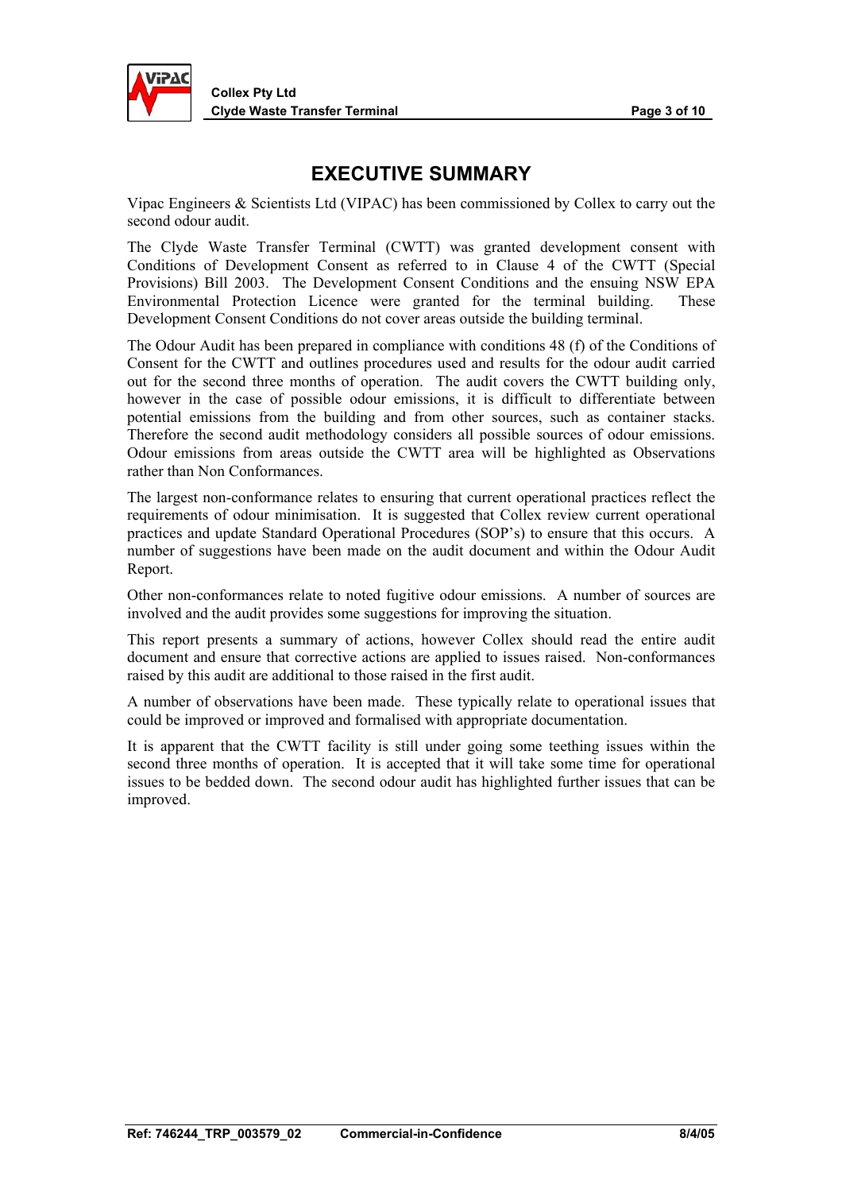# EXECUTIVE SUMMARY

Vipac Engineers & Scientists Ltd (VIPAC) has been commissioned by Collex to carry out the second odour audit.

The Clyde Waste Transfer Terminal (CWTT) was granted development consent with Conditions of Development Consent as referred to in Clause 4 of the CWTT (Special Provisions) Bill 2003. The Development Consent Conditions and the ensuing NSW EPA Environmental Protection Licence were granted for the terminal building. These Development Consent Conditions do not cover areas outside the building terminal.

The Odour Audit has been prepared in compliance with conditions 48 (f) of the Conditions of Consent for the CWTT and outlines procedures used and results for the odour audit carried out for the second three months of operation. The audit covers the CWTT building only, however in the case of possible odour emissions, it is difficult to differentiate between potential emissions from the building and from other sources, such as container stacks. Therefore the second audit methodology considers all possible sources of odour emissions. Odour emissions from areas outside the CWTT area will be highlighted as Observations rather than Non Conformances.

The largest non-conformance relates to ensuring that current operational practices reflect the requirements of odour minimisation. It is suggested that Collex review current operational practices and update Standard Operational Procedures (SOP's) to ensure that this occurs. A number of suggestions have been made on the audit document and within the Odour Audit Report.

Other non-conformances relate to noted fugitive odour emissions. A number of sources are involved and the audit provides some suggestions for improving the situation.

This report presents a summary of actions, however Collex should read the entire audit document and ensure that corrective actions are applied to issues raised. Non-conformances raised by this audit are additional to those raised in the first audit.

A number of observations have been made. These typically relate to operational issues that could be improved or improved and formalised with appropriate documentation.

It is apparent that the CWTT facility is still under going some teething issues within the second three months of operation. It is accepted that it will take some time for operational issues to be bedded down. The second odour audit has highlighted further issues that can be improved.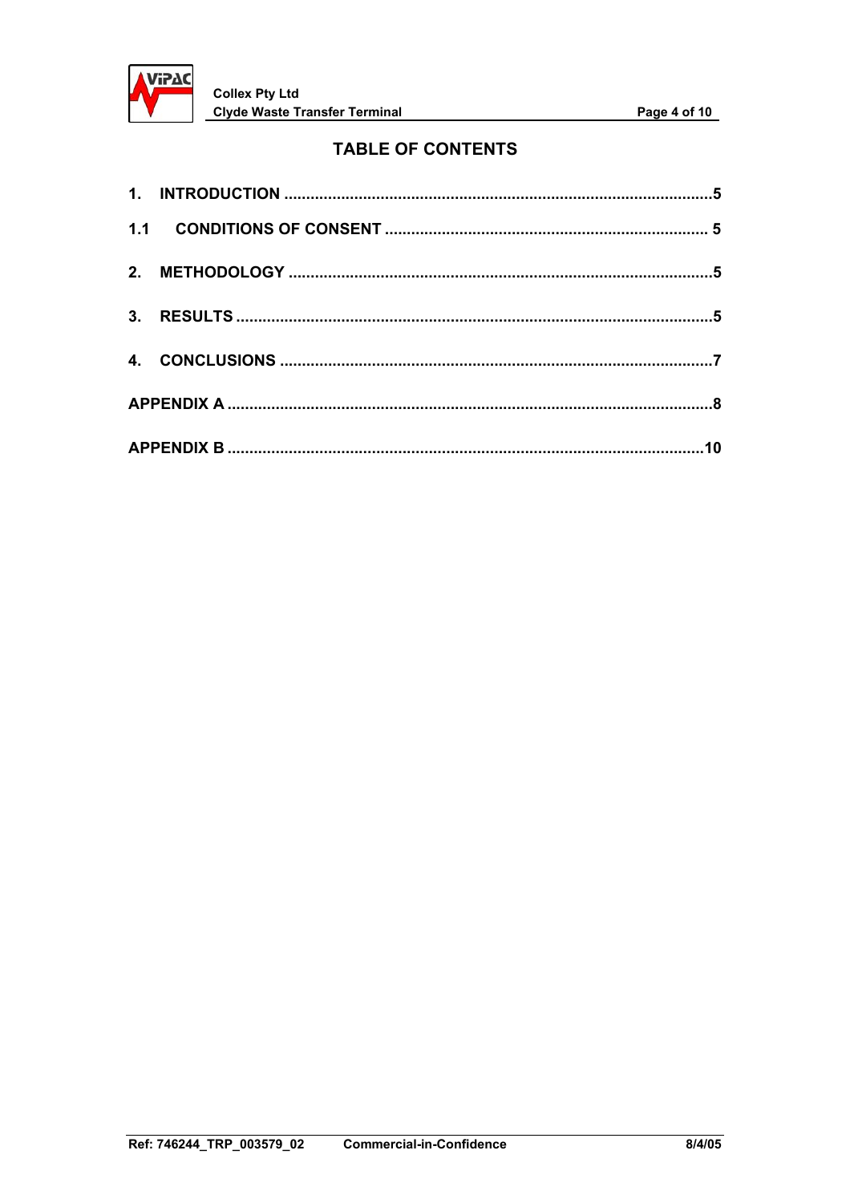# TABLE OF CONTENTS

1. INTRODUCTION ....................................................................................5

1.1 CONDITIONS OF CONSENT ............................................................ 5

2. METHODOLOGY ..................................................................................5

3. RESULTS ..............................................................................................5

4. CONCLUSIONS ....................................................................................7

APPENDIX A ..............................................................................................8

APPENDIX B ............................................................................................10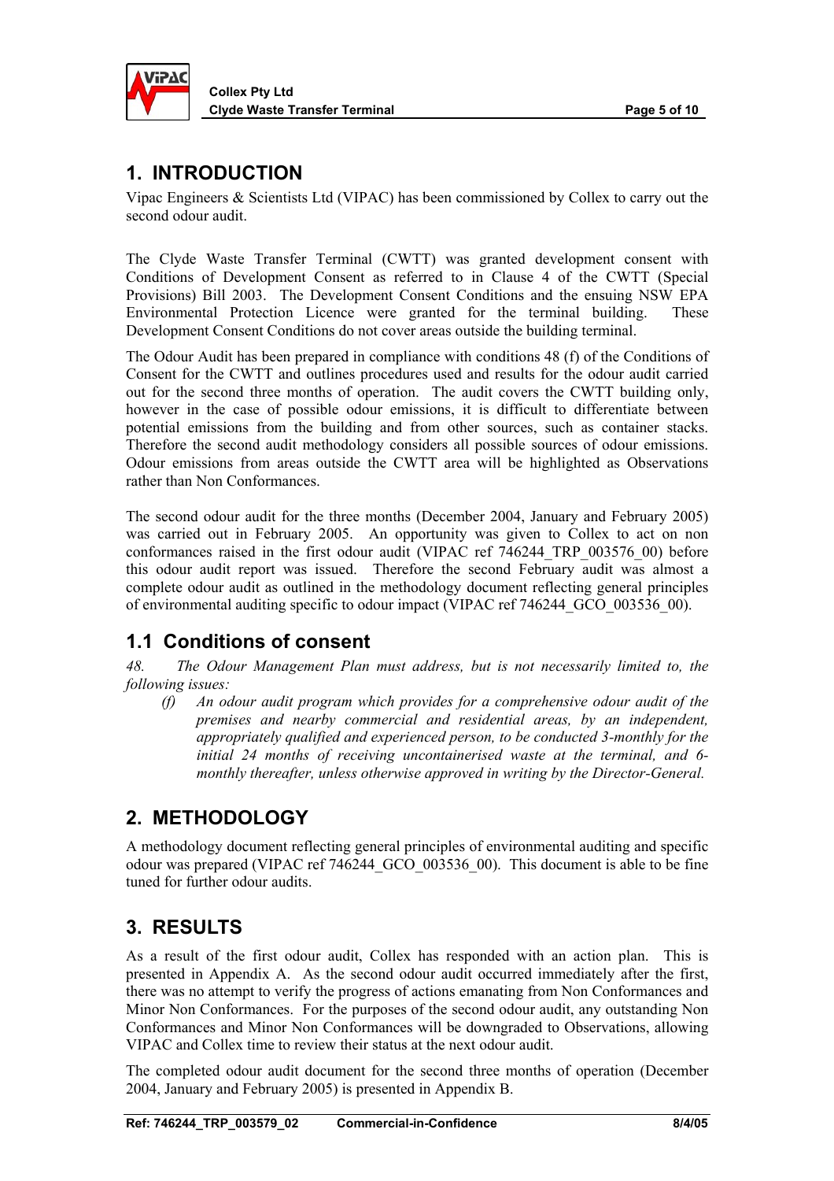# 1. INTRODUCTION

Vipac Engineers & Scientists Ltd (VIPAC) has been commissioned by Collex to carry out the second odour audit.

The Clyde Waste Transfer Terminal (CWTT) was granted development consent with Conditions of Development Consent as referred to in Clause 4 of the CWTT (Special Provisions) Bill 2003. The Development Consent Conditions and the ensuing NSW EPA Environmental Protection Licence were granted for the terminal building. These Development Consent Conditions do not cover areas outside the building terminal.

The Odour Audit has been prepared in compliance with conditions 48 (f) of the Conditions of Consent for the CWTT and outlines procedures used and results for the odour audit carried out for the second three months of operation. The audit covers the CWTT building only, however in the case of possible odour emissions, it is difficult to differentiate between potential emissions from the building and from other sources, such as container stacks. Therefore the second audit methodology considers all possible sources of odour emissions. Odour emissions from areas outside the CWTT area will be highlighted as Observations rather than Non Conformances.

The second odour audit for the three months (December 2004, January and February 2005) was carried out in February 2005. An opportunity was given to Collex to act on non conformances raised in the first odour audit (VIPAC ref 746244_TRP_003576_00) before this odour audit report was issued. Therefore the second February audit was almost a complete odour audit as outlined in the methodology document reflecting general principles of environmental auditing specific to odour impact (VIPAC ref 746244_GCO_003536_00).

## 1.1 Conditions of consent

*48. The Odour Management Plan must address, but is not necessarily limited to, the following issues:*

*(f) An odour audit program which provides for a comprehensive odour audit of the premises and nearby commercial and residential areas, by an independent, appropriately qualified and experienced person, to be conducted 3-monthly for the initial 24 months of receiving uncontainerised waste at the terminal, and 6-monthly thereafter, unless otherwise approved in writing by the Director-General.*

# 2. METHODOLOGY

A methodology document reflecting general principles of environmental auditing and specific odour was prepared (VIPAC ref 746244_GCO_003536_00). This document is able to be fine tuned for further odour audits.

# 3. RESULTS

As a result of the first odour audit, Collex has responded with an action plan. This is presented in Appendix A. As the second odour audit occurred immediately after the first, there was no attempt to verify the progress of actions emanating from Non Conformances and Minor Non Conformances. For the purposes of the second odour audit, any outstanding Non Conformances and Minor Non Conformances will be downgraded to Observations, allowing VIPAC and Collex time to review their status at the next odour audit.

The completed odour audit document for the second three months of operation (December 2004, January and February 2005) is presented in Appendix B.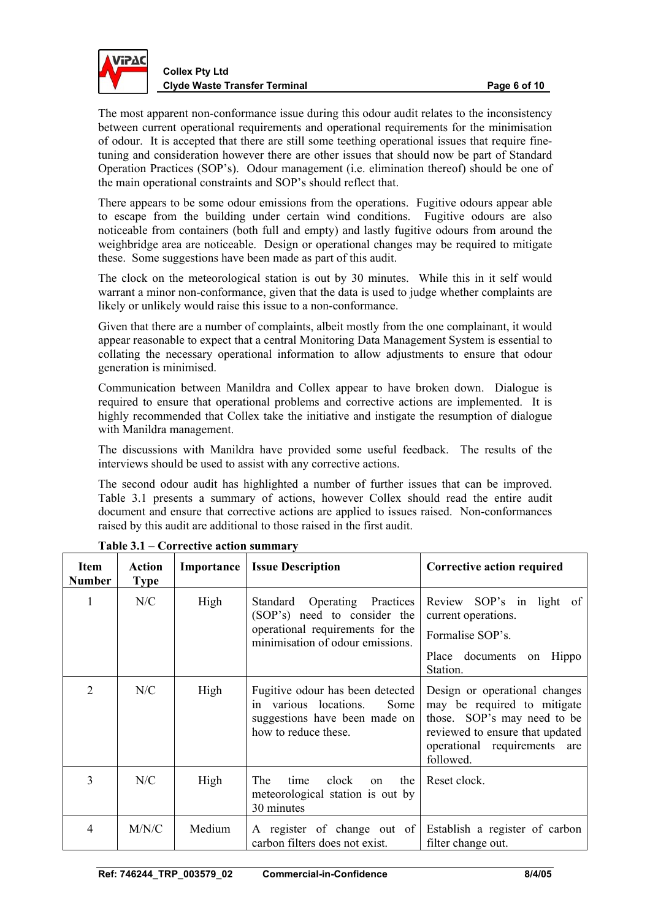The most apparent non-conformance issue during this odour audit relates to the inconsistency between current operational requirements and operational requirements for the minimisation of odour. It is accepted that there are still some teething operational issues that require fine-tuning and consideration however there are other issues that should now be part of Standard Operation Practices (SOP's). Odour management (i.e. elimination thereof) should be one of the main operational constraints and SOP's should reflect that.

There appears to be some odour emissions from the operations. Fugitive odours appear able to escape from the building under certain wind conditions. Fugitive odours are also noticeable from containers (both full and empty) and lastly fugitive odours from around the weighbridge area are noticeable. Design or operational changes may be required to mitigate these. Some suggestions have been made as part of this audit.

The clock on the meteorological station is out by 30 minutes. While this in it self would warrant a minor non-conformance, given that the data is used to judge whether complaints are likely or unlikely would raise this issue to a non-conformance.

Given that there are a number of complaints, albeit mostly from the one complainant, it would appear reasonable to expect that a central Monitoring Data Management System is essential to collating the necessary operational information to allow adjustments to ensure that odour generation is minimised.

Communication between Manildra and Collex appear to have broken down. Dialogue is required to ensure that operational problems and corrective actions are implemented. It is highly recommended that Collex take the initiative and instigate the resumption of dialogue with Manildra management.

The discussions with Manildra have provided some useful feedback. The results of the interviews should be used to assist with any corrective actions.

The second odour audit has highlighted a number of further issues that can be improved. Table 3.1 presents a summary of actions, however Collex should read the entire audit document and ensure that corrective actions are applied to issues raised. Non-conformances raised by this audit are additional to those raised in the first audit.

**Table 3.1 – Corrective action summary**

| Item Number | Action Type | Importance | Issue Description | Corrective action required |
|---|---|---|---|---|
| 1 | N/C | High | Standard Operating Practices (SOP's) need to consider the operational requirements for the minimisation of odour emissions. | Review SOP's in light of current operations. Formalise SOP's. Place documents on Hippo Station. |
| 2 | N/C | High | Fugitive odour has been detected in various locations. Some suggestions have been made on how to reduce these. | Design or operational changes may be required to mitigate those. SOP's may need to be reviewed to ensure that updated operational requirements are followed. |
| 3 | N/C | High | The time clock on the meteorological station is out by 30 minutes | Reset clock. |
| 4 | M/N/C | Medium | A register of change out of carbon filters does not exist. | Establish a register of carbon filter change out. |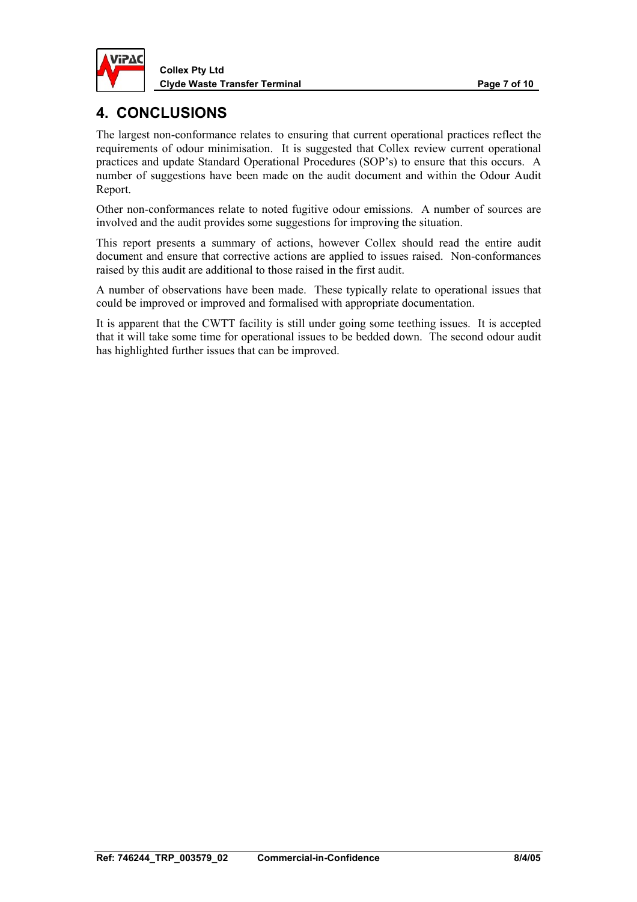# 4. CONCLUSIONS

The largest non-conformance relates to ensuring that current operational practices reflect the requirements of odour minimisation. It is suggested that Collex review current operational practices and update Standard Operational Procedures (SOP's) to ensure that this occurs. A number of suggestions have been made on the audit document and within the Odour Audit Report.

Other non-conformances relate to noted fugitive odour emissions. A number of sources are involved and the audit provides some suggestions for improving the situation.

This report presents a summary of actions, however Collex should read the entire audit document and ensure that corrective actions are applied to issues raised. Non-conformances raised by this audit are additional to those raised in the first audit.

A number of observations have been made. These typically relate to operational issues that could be improved or improved and formalised with appropriate documentation.

It is apparent that the CWTT facility is still under going some teething issues. It is accepted that it will take some time for operational issues to be bedded down. The second odour audit has highlighted further issues that can be improved.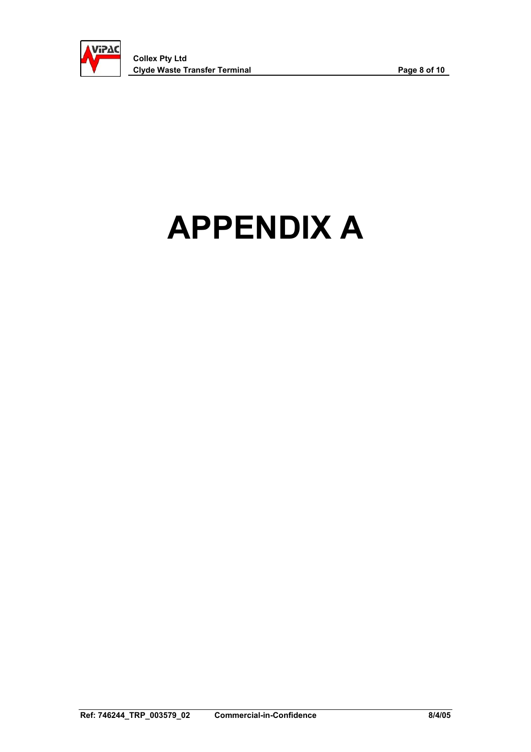# APPENDIX A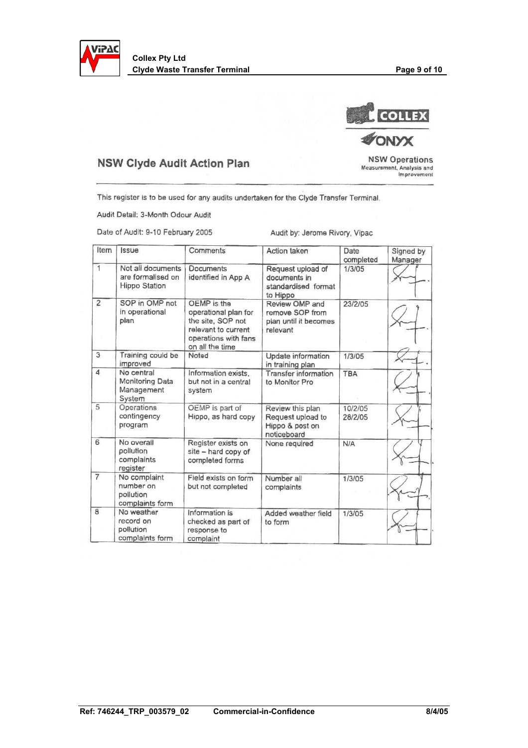COLLEX

ONYX

## NSW Clyde Audit Action Plan

NSW Operations
Measurement, Analysis and Improvement

This register is to be used for any audits undertaken for the Clyde Transfer Terminal.

Audit Detail: 3-Month Odour Audit

Date of Audit: 9-10 February 2005 Audit by: Jerome Rivory, Vipac

| Item | Issue | Comments | Action taken | Date completed | Signed by Manager |
|---|---|---|---|---|---|
| 1 | Not all documents are formalised on Hippo Station | Documents identified in App A | Request upload of documents in standardised format to Hippo | 1/3/05 | |
| 2 | SOP in OMP not in operational plan | OEMP is the operational plan for the site, SOP not relevant to current operations with fans on all the time | Review OMP and remove SOP from plan until it becomes relevant | 23/2/05 | |
| 3 | Training could be improved | Noted | Update information in training plan | 1/3/05 | |
| 4 | No central Monitoring Data Management System | Information exists, but not in a central system | Transfer information to Monitor Pro | TBA | |
| 5 | Operations contingency program | OEMP is part of Hippo, as hard copy | Review this plan<br>Request upload to Hippo & post on noticeboard | 10/2/05<br>28/2/05 | |
| 6 | No overall pollution complaints register | Register exists on site – hard copy of completed forms | None required | N/A | |
| 7 | No complaint number on pollution complaints form | Field exists on form but not completed | Number all complaints | 1/3/05 | |
| 8 | No weather record on pollution complaints form | Information is checked as part of response to complaint | Added weather field to form | 1/3/05 | |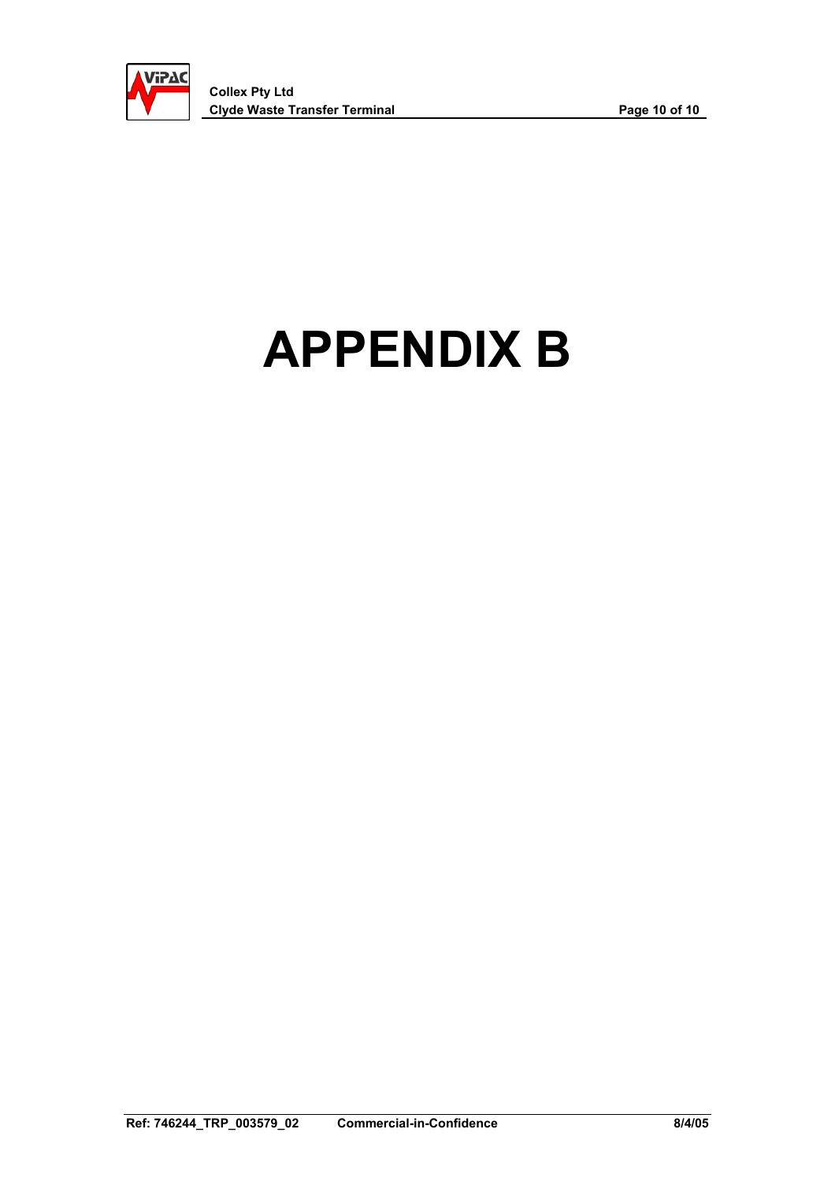# APPENDIX B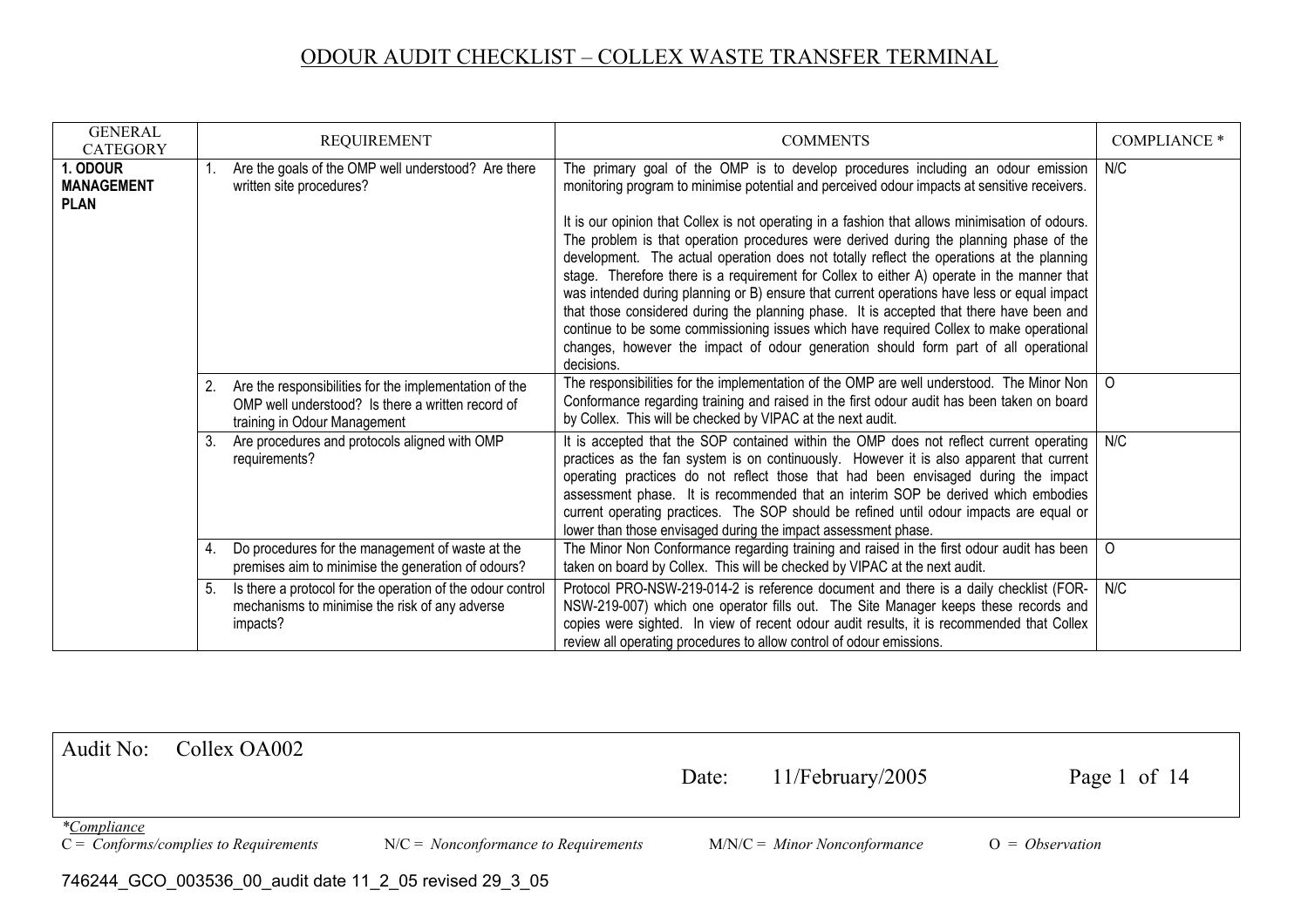# ODOUR AUDIT CHECKLIST – COLLEX WASTE TRANSFER TERMINAL

| GENERAL CATEGORY | REQUIREMENT | COMMENTS | COMPLIANCE * |
|---|---|---|---|
| **1. ODOUR MANAGEMENT PLAN** | 1. Are the goals of the OMP well understood? Are there written site procedures? | The primary goal of the OMP is to develop procedures including an odour emission monitoring program to minimise potential and perceived odour impacts at sensitive receivers.<br><br>It is our opinion that Collex is not operating in a fashion that allows minimisation of odours. The problem is that operation procedures were derived during the planning phase of the development. The actual operation does not totally reflect the operations at the planning stage. Therefore there is a requirement for Collex to either A) operate in the manner that was intended during planning or B) ensure that current operations have less or equal impact that those considered during the planning phase. It is accepted that there have been and continue to be some commissioning issues which have required Collex to make operational changes, however the impact of odour generation should form part of all operational decisions. | N/C |
| | 2. Are the responsibilities for the implementation of the OMP well understood? Is there a written record of training in Odour Management | The responsibilities for the implementation of the OMP are well understood. The Minor Non Conformance regarding training and raised in the first odour audit has been taken on board by Collex. This will be checked by VIPAC at the next audit. | O |
| | 3. Are procedures and protocols aligned with OMP requirements? | It is accepted that the SOP contained within the OMP does not reflect current operating practices as the fan system is on continuously. However it is also apparent that current operating practices do not reflect those that had been envisaged during the impact assessment phase. It is recommended that an interim SOP be derived which embodies current operating practices. The SOP should be refined until odour impacts are equal or lower than those envisaged during the impact assessment phase. | N/C |
| | 4. Do procedures for the management of waste at the premises aim to minimise the generation of odours? | The Minor Non Conformance regarding training and raised in the first odour audit has been taken on board by Collex. This will be checked by VIPAC at the next audit. | O |
| | 5. Is there a protocol for the operation of the odour control mechanisms to minimise the risk of any adverse impacts? | Protocol PRO-NSW-219-014-2 is reference document and there is a daily checklist (FOR-NSW-219-007) which one operator fills out. The Site Manager keeps these records and copies were sighted. In view of recent odour audit results, it is recommended that Collex review all operating procedures to allow control of odour emissions. | N/C |

Audit No: Collex OA002

Date: 11/February/2005

*Compliance*
C = *Conforms/complies to Requirements* N/C = *Nonconformance to Requirements* M/N/C = *Minor Nonconformance* O = *Observation*

746244_GCO_003536_00_audit date 11_2_05 revised 29_3_05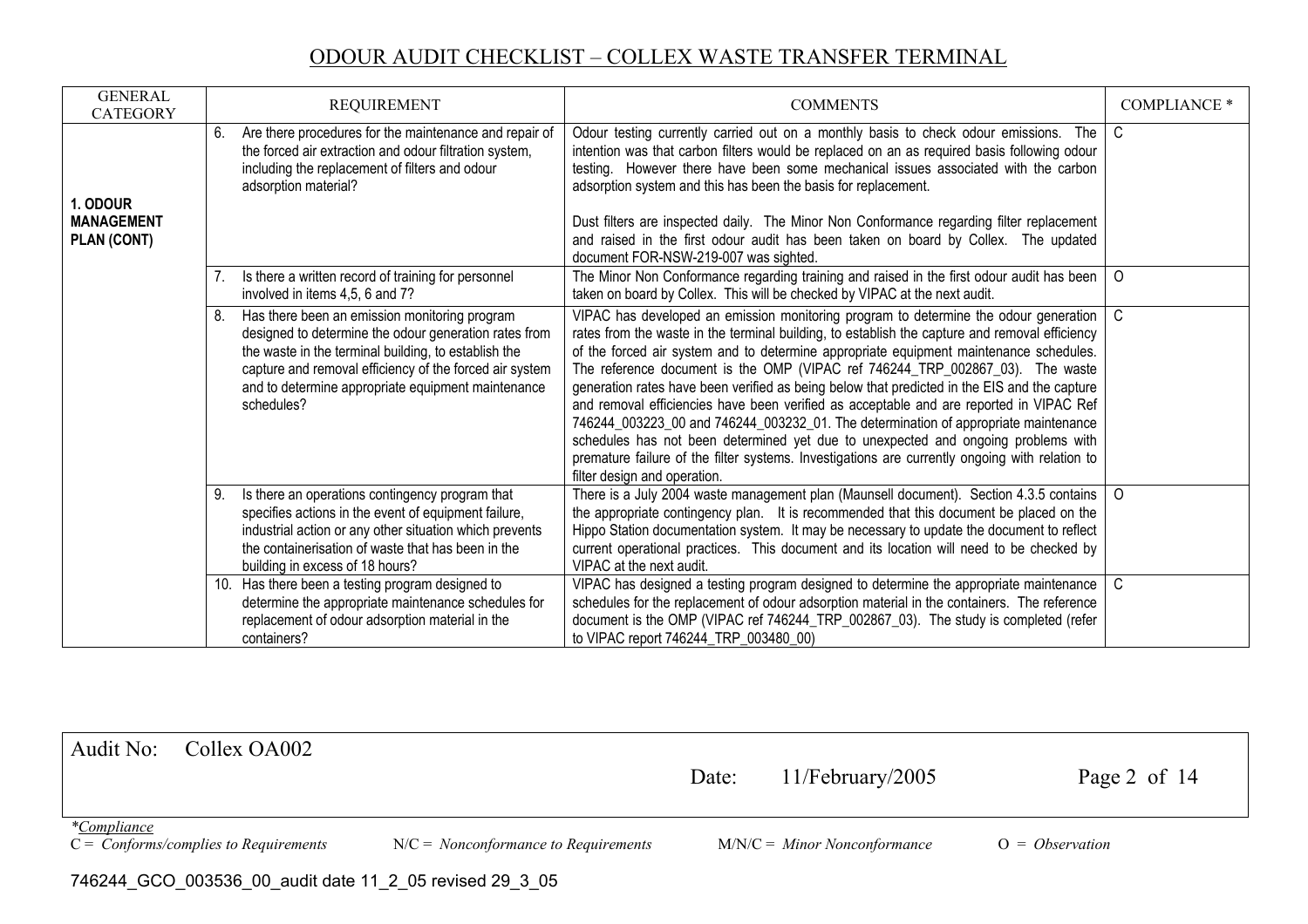# ODOUR AUDIT CHECKLIST – COLLEX WASTE TRANSFER TERMINAL

| GENERAL CATEGORY | REQUIREMENT | COMMENTS | COMPLIANCE * |
|---|---|---|---|
| **1. ODOUR MANAGEMENT PLAN (CONT)** | 6. Are there procedures for the maintenance and repair of the forced air extraction and odour filtration system, including the replacement of filters and odour adsorption material? | Odour testing currently carried out on a monthly basis to check odour emissions. The intention was that carbon filters would be replaced on an as required basis following odour testing. However there have been some mechanical issues associated with the carbon adsorption system and this has been the basis for replacement.<br><br>Dust filters are inspected daily. The Minor Non Conformance regarding filter replacement and raised in the first odour audit has been taken on board by Collex. The updated document FOR-NSW-219-007 was sighted. | C |
| | 7. Is there a written record of training for personnel involved in items 4,5, 6 and 7? | The Minor Non Conformance regarding training and raised in the first odour audit has been taken on board by Collex. This will be checked by VIPAC at the next audit. | O |
| | 8. Has there been an emission monitoring program designed to determine the odour generation rates from the waste in the terminal building, to establish the capture and removal efficiency of the forced air system and to determine appropriate equipment maintenance schedules? | VIPAC has developed an emission monitoring program to determine the odour generation rates from the waste in the terminal building, to establish the capture and removal efficiency of the forced air system and to determine appropriate equipment maintenance schedules. The reference document is the OMP (VIPAC ref 746244_TRP_002867_03). The waste generation rates have been verified as being below that predicted in the EIS and the capture and removal efficiencies have been verified as acceptable and are reported in VIPAC Ref 746244_003223_00 and 746244_003232_01. The determination of appropriate maintenance schedules has not been determined yet due to unexpected and ongoing problems with premature failure of the filter systems. Investigations are currently ongoing with relation to filter design and operation. | C |
| | 9. Is there an operations contingency program that specifies actions in the event of equipment failure, industrial action or any other situation which prevents the containerisation of waste that has been in the building in excess of 18 hours? | There is a July 2004 waste management plan (Maunsell document). Section 4.3.5 contains the appropriate contingency plan. It is recommended that this document be placed on the Hippo Station documentation system. It may be necessary to update the document to reflect current operational practices. This document and its location will need to be checked by VIPAC at the next audit. | O |
| | 10. Has there been a testing program designed to determine the appropriate maintenance schedules for replacement of odour adsorption material in the containers? | VIPAC has designed a testing program designed to determine the appropriate maintenance schedules for the replacement of odour adsorption material in the containers. The reference document is the OMP (VIPAC ref 746244_TRP_002867_03). The study is completed (refer to VIPAC report 746244_TRP_003480_00) | C |

Audit No: Collex OA002 — Date: 11/February/2005

*Compliance
C = *Conforms/complies to Requirements* N/C = *Nonconformance to Requirements* M/N/C = *Minor Nonconformance* O = *Observation*

746244_GCO_003536_00_audit date 11_2_05 revised 29_3_05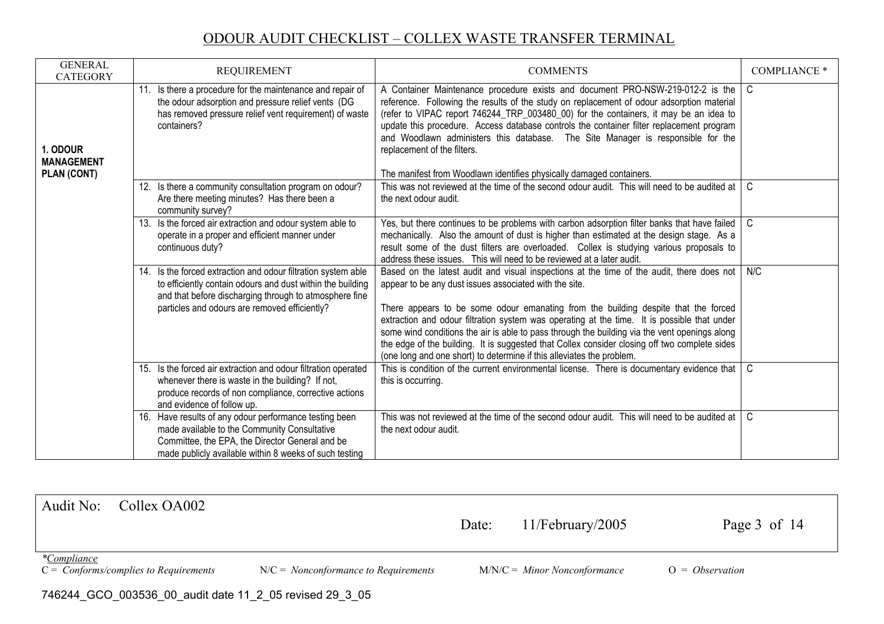# ODOUR AUDIT CHECKLIST – COLLEX WASTE TRANSFER TERMINAL

| GENERAL CATEGORY | REQUIREMENT | COMMENTS | COMPLIANCE * |
| --- | --- | --- | --- |
| **1. ODOUR MANAGEMENT PLAN (CONT)** | 11. Is there a procedure for the maintenance and repair of the odour adsorption and pressure relief vents (DG has removed pressure relief vent requirement) of waste containers? | A Container Maintenance procedure exists and document PRO-NSW-219-012-2 is the reference. Following the results of the study on replacement of odour adsorption material (refer to VIPAC report 746244_TRP_003480_00) for the containers, it may be an idea to update this procedure. Access database controls the container filter replacement program and Woodlawn administers this database. The Site Manager is responsible for the replacement of the filters.<br><br>The manifest from Woodlawn identifies physically damaged containers. | C |
| | 12. Is there a community consultation program on odour? Are there meeting minutes? Has there been a community survey? | This was not reviewed at the time of the second odour audit. This will need to be audited at the next odour audit. | C |
| | 13. Is the forced air extraction and odour system able to operate in a proper and efficient manner under continuous duty? | Yes, but there continues to be problems with carbon adsorption filter banks that have failed mechanically. Also the amount of dust is higher than estimated at the design stage. As a result some of the dust filters are overloaded. Collex is studying various proposals to address these issues. This will need to be reviewed at a later audit. | C |
| | 14. Is the forced extraction and odour filtration system able to efficiently contain odours and dust within the building and that before discharging through to atmosphere fine particles and odours are removed efficiently? | Based on the latest audit and visual inspections at the time of the audit, there does not appear to be any dust issues associated with the site.<br><br>There appears to be some odour emanating from the building despite that the forced extraction and odour filtration system was operating at the time. It is possible that under some wind conditions the air is able to pass through the building via the vent openings along the edge of the building. It is suggested that Collex consider closing off two complete sides (one long and one short) to determine if this alleviates the problem. | N/C |
| | 15. Is the forced air extraction and odour filtration operated whenever there is waste in the building? If not, produce records of non compliance, corrective actions and evidence of follow up. | This is condition of the current environmental license. There is documentary evidence that this is occurring. | C |
| | 16. Have results of any odour performance testing been made available to the Community Consultative Committee, the EPA, the Director General and be made publicly available within 8 weeks of such testing | This was not reviewed at the time of the second odour audit. This will need to be audited at the next odour audit. | C |

Audit No: Collex OA002 — Date: 11/February/2005

*Compliance
C = *Conforms/complies to Requirements* N/C = *Nonconformance to Requirements* M/N/C = *Minor Nonconformance* O = *Observation*

746244_GCO_003536_00_audit date 11_2_05 revised 29_3_05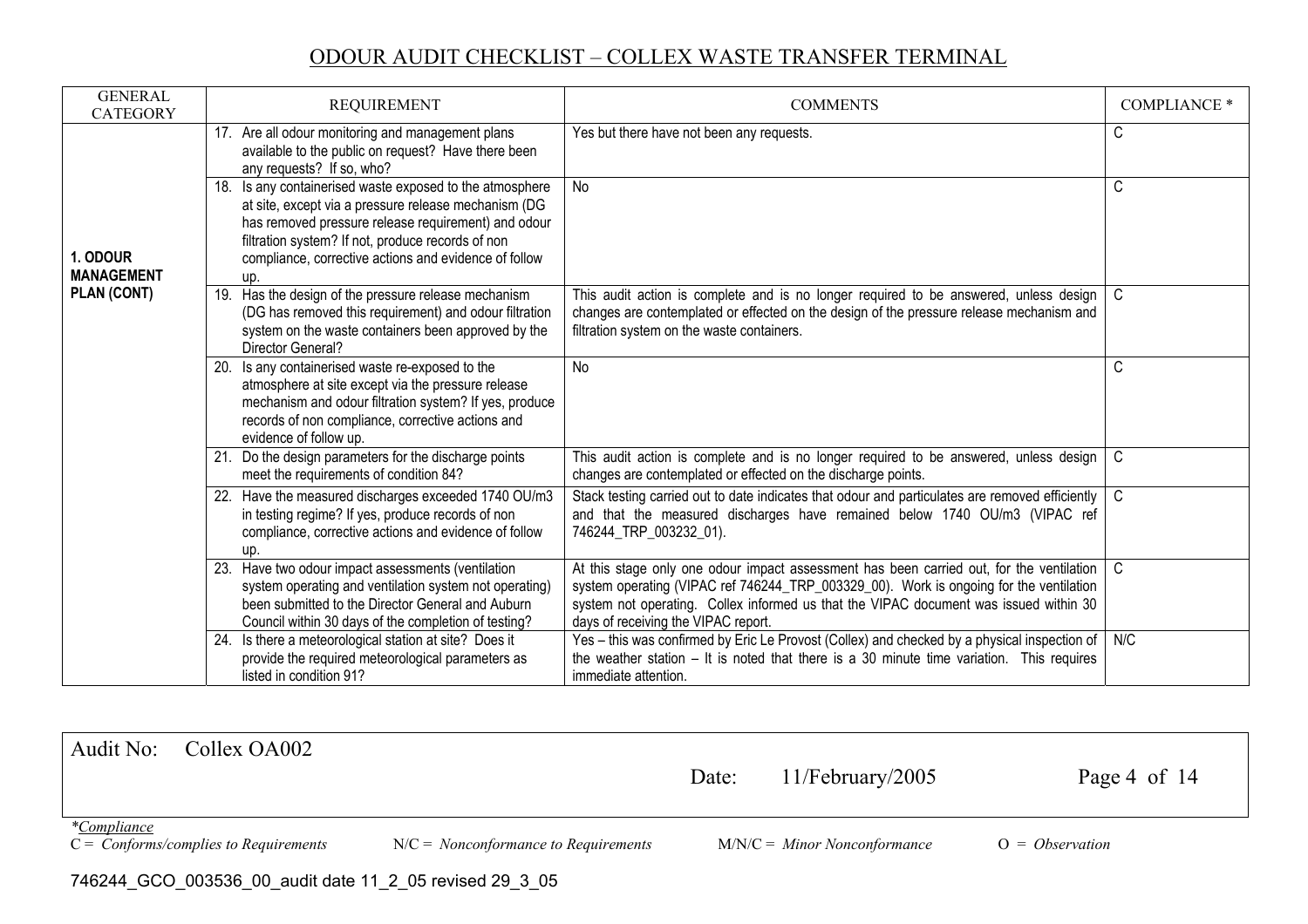# ODOUR AUDIT CHECKLIST – COLLEX WASTE TRANSFER TERMINAL

| GENERAL CATEGORY | REQUIREMENT | COMMENTS | COMPLIANCE * |
|---|---|---|---|
| **1. ODOUR MANAGEMENT PLAN (CONT)** | 17. Are all odour monitoring and management plans available to the public on request? Have there been any requests? If so, who? | Yes but there have not been any requests. | C |
| | 18. Is any containerised waste exposed to the atmosphere at site, except via a pressure release mechanism (DG has removed pressure release requirement) and odour filtration system? If not, produce records of non compliance, corrective actions and evidence of follow up. | No | C |
| | 19. Has the design of the pressure release mechanism (DG has removed this requirement) and odour filtration system on the waste containers been approved by the Director General? | This audit action is complete and is no longer required to be answered, unless design changes are contemplated or effected on the design of the pressure release mechanism and filtration system on the waste containers. | C |
| | 20. Is any containerised waste re-exposed to the atmosphere at site except via the pressure release mechanism and odour filtration system? If yes, produce records of non compliance, corrective actions and evidence of follow up. | No | C |
| | 21. Do the design parameters for the discharge points meet the requirements of condition 84? | This audit action is complete and is no longer required to be answered, unless design changes are contemplated or effected on the discharge points. | C |
| | 22. Have the measured discharges exceeded 1740 OU/m3 in testing regime? If yes, produce records of non compliance, corrective actions and evidence of follow up. | Stack testing carried out to date indicates that odour and particulates are removed efficiently and that the measured discharges have remained below 1740 OU/m3 (VIPAC ref 746244_TRP_003232_01). | C |
| | 23. Have two odour impact assessments (ventilation system operating and ventilation system not operating) been submitted to the Director General and Auburn Council within 30 days of the completion of testing? | At this stage only one odour impact assessment has been carried out, for the ventilation system operating (VIPAC ref 746244_TRP_003329_00). Work is ongoing for the ventilation system not operating. Collex informed us that the VIPAC document was issued within 30 days of receiving the VIPAC report. | C |
| | 24. Is there a meteorological station at site? Does it provide the required meteorological parameters as listed in condition 91? | Yes – this was confirmed by Eric Le Provost (Collex) and checked by a physical inspection of the weather station – It is noted that there is a 30 minute time variation. This requires immediate attention. | N/C |

Audit No: Collex OA002 | Date: 11/February/2005

**Compliance*: C = *Conforms/complies to Requirements* | N/C = *Nonconformance to Requirements* | M/N/C = *Minor Nonconformance* | O = *Observation*

746244_GCO_003536_00_audit date 11_2_05 revised 29_3_05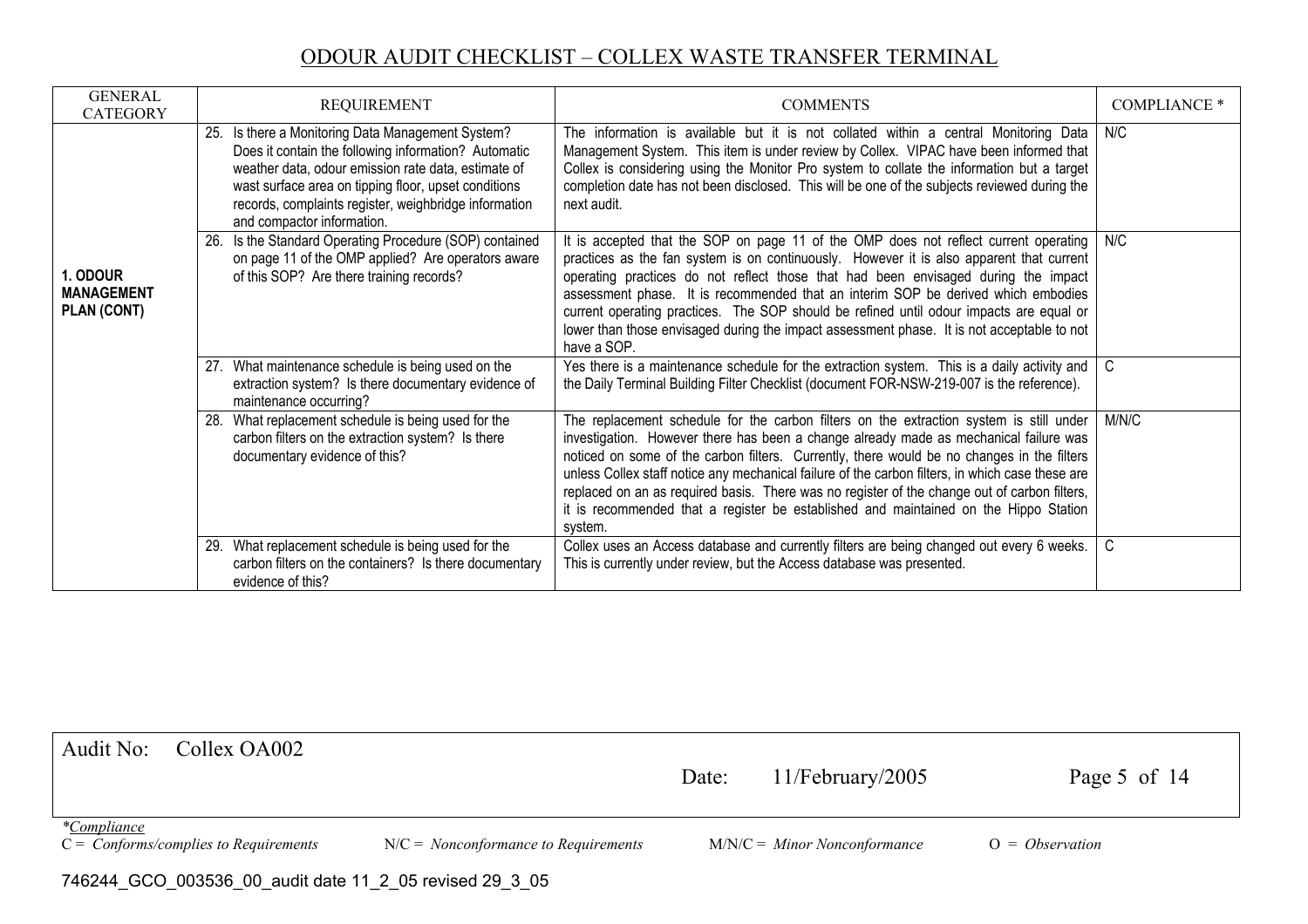# ODOUR AUDIT CHECKLIST – COLLEX WASTE TRANSFER TERMINAL

| GENERAL CATEGORY | REQUIREMENT | COMMENTS | COMPLIANCE * |
|---|---|---|---|
| **1. ODOUR MANAGEMENT PLAN (CONT)** | 25. Is there a Monitoring Data Management System? Does it contain the following information? Automatic weather data, odour emission rate data, estimate of wast surface area on tipping floor, upset conditions records, complaints register, weighbridge information and compactor information. | The information is available but it is not collated within a central Monitoring Data Management System. This item is under review by Collex. VIPAC have been informed that Collex is considering using the Monitor Pro system to collate the information but a target completion date has not been disclosed. This will be one of the subjects reviewed during the next audit. | N/C |
| | 26. Is the Standard Operating Procedure (SOP) contained on page 11 of the OMP applied? Are operators aware of this SOP? Are there training records? | It is accepted that the SOP on page 11 of the OMP does not reflect current operating practices as the fan system is on continuously. However it is also apparent that current operating practices do not reflect those that had been envisaged during the impact assessment phase. It is recommended that an interim SOP be derived which embodies current operating practices. The SOP should be refined until odour impacts are equal or lower than those envisaged during the impact assessment phase. It is not acceptable to not have a SOP. | N/C |
| | 27. What maintenance schedule is being used on the extraction system? Is there documentary evidence of maintenance occurring? | Yes there is a maintenance schedule for the extraction system. This is a daily activity and the Daily Terminal Building Filter Checklist (document FOR-NSW-219-007 is the reference). | C |
| | 28. What replacement schedule is being used for the carbon filters on the extraction system? Is there documentary evidence of this? | The replacement schedule for the carbon filters on the extraction system is still under investigation. However there has been a change already made as mechanical failure was noticed on some of the carbon filters. Currently, there would be no changes in the filters unless Collex staff notice any mechanical failure of the carbon filters, in which case these are replaced on an as required basis. There was no register of the change out of carbon filters, it is recommended that a register be established and maintained on the Hippo Station system. | M/N/C |
| | 29. What replacement schedule is being used for the carbon filters on the containers? Is there documentary evidence of this? | Collex uses an Access database and currently filters are being changed out every 6 weeks. This is currently under review, but the Access database was presented. | C |

Audit No: Collex OA002

Date: 11/February/2005

*Compliance*

C = *Conforms/complies to Requirements* N/C = *Nonconformance to Requirements* M/N/C = *Minor Nonconformance* O = *Observation*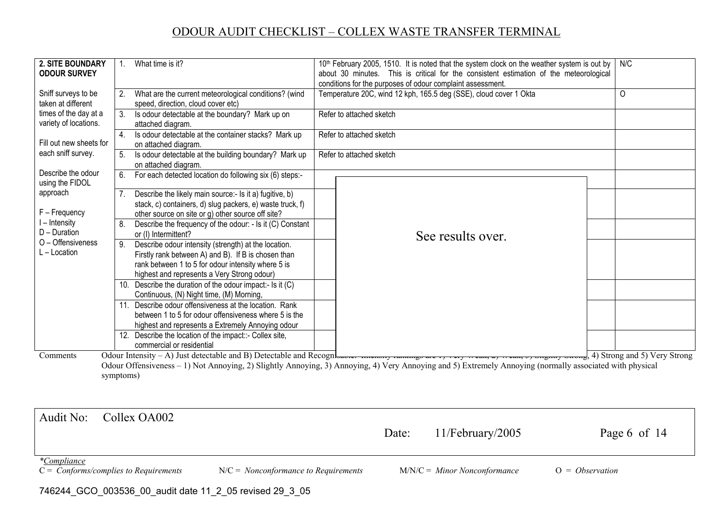# ODOUR AUDIT CHECKLIST – COLLEX WASTE TRANSFER TERMINAL

| | | | |
|---|---|---|---|
| **2. SITE BOUNDARY ODOUR SURVEY** | 1. What time is it? | 10th February 2005, 1510. It is noted that the system clock on the weather system is out by about 30 minutes. This is critical for the consistent estimation of the meteorological conditions for the purposes of odour complaint assessment. | N/C |
| Sniff surveys to be taken at different times of the day at a variety of locations. | 2. What are the current meteorological conditions? (wind speed, direction, cloud cover etc) | Temperature 20C, wind 12 kph, 165.5 deg (SSE), cloud cover 1 Okta | O |
| | 3. Is odour detectable at the boundary? Mark up on attached diagram. | Refer to attached sketch | |
| Fill out new sheets for each sniff survey. | 4. Is odour detectable at the container stacks? Mark up on attached diagram. | Refer to attached sketch | |
| | 5. Is odour detectable at the building boundary? Mark up on attached diagram. | Refer to attached sketch | |
| Describe the odour using the FIDOL approach | 6. For each detected location do following six (6) steps:- | See results over. | |
| F – Frequency | 7. Describe the likely main source:- Is it a) fugitive, b) stack, c) containers, d) slug packers, e) waste truck, f) other source on site or g) other source off site? | | |
| I – Intensity<br>D – Duration | 8. Describe the frequency of the odour: - Is it (C) Constant or (I) Intermittent? | | |
| O – Offensiveness<br>L – Location | 9. Describe odour intensity (strength) at the location. Firstly rank between A) and B). If B is chosen than rank between 1 to 5 for odour intensity where 5 is highest and represents a Very Strong odour) | | |
| | 10. Describe the duration of the odour impact:- Is it (C) Continuous, (N) Night time, (M) Morning, | | |
| | 11. Describe odour offensiveness at the location. Rank between 1 to 5 for odour offensiveness where 5 is the highest and represents a Extremely Annoying odour | | |
| | 12. Describe the location of the impact::- Collex site, commercial or residential | | |

Comments: Odour Intensity – A) Just detectable and B) Detectable and Recognisable. Intensity rankings are 1) Very Weak, 2) Weak, 3) Slightly Strong, 4) Strong and 5) Very Strong
Odour Offensiveness – 1) Not Annoying, 2) Slightly Annoying, 3) Annoying, 4) Very Annoying and 5) Extremely Annoying (normally associated with physical symptoms)

Audit No: Collex OA002 | Date: 11/February/2005 | Page 6 of 14

*Compliance*
C = *Conforms/complies to Requirements* N/C = *Nonconformance to Requirements* M/N/C = *Minor Nonconformance* O = *Observation*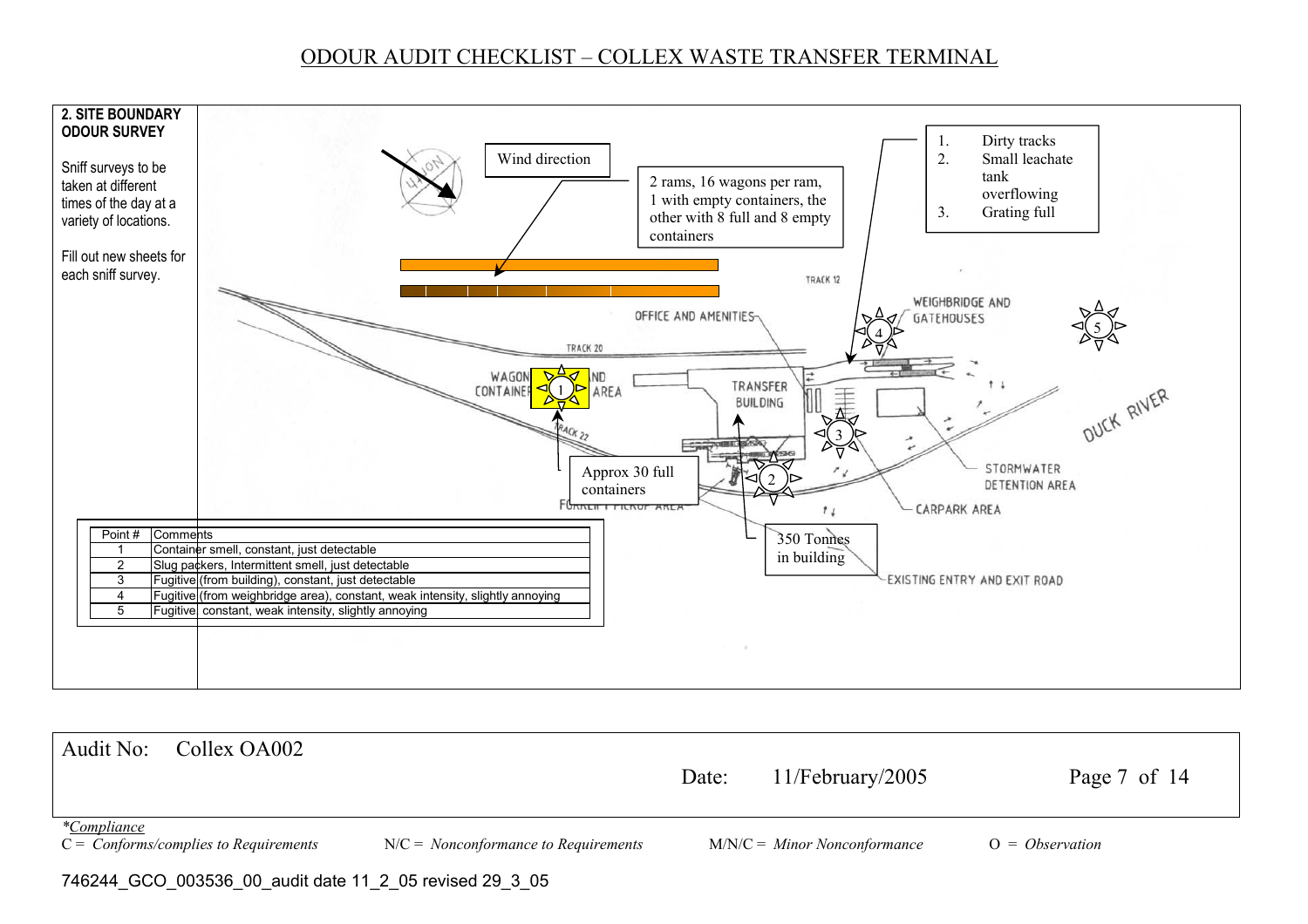# ODOUR AUDIT CHECKLIST – COLLEX WASTE TRANSFER TERMINAL

**2. SITE BOUNDARY ODOUR SURVEY**

Sniff surveys to be taken at different times of the day at a variety of locations.

Fill out new sheets for each sniff survey.

Wind direction

2 rams, 16 wagons per ram, 1 with empty containers, the other with 8 full and 8 empty containers

1. Dirty tracks
2. Small leachate tank overflowing
3. Grating full

Approx 30 full containers

350 Tonnes in building

TRACK 12 | TRACK 20 | TRACK 22 | OFFICE AND AMENITIES | WEIGHBRIDGE AND GATEHOUSES | WAGON AND CONTAINER AREA | TRANSFER BUILDING | DUCK RIVER | STORMWATER DETENTION AREA | CARPARK AREA | FORKLIFT PICKUP AREA | EXISTING ENTRY AND EXIT ROAD

| Point # | Comments |
|---|---|
| 1 | Container smell, constant, just detectable |
| 2 | Slug packers, Intermittent smell, just detectable |
| 3 | Fugitive (from building), constant, just detectable |
| 4 | Fugitive (from weighbridge area), constant, weak intensity, slightly annoying |
| 5 | Fugitive constant, weak intensity, slightly annoying |

Audit No: Collex OA002

Date: 11/February/2005

*\*Compliance*

C = *Conforms/complies to Requirements* N/C = *Nonconformance to Requirements* M/N/C = *Minor Nonconformance* O = *Observation*

746244_GCO_003536_00_audit date 11_2_05 revised 29_3_05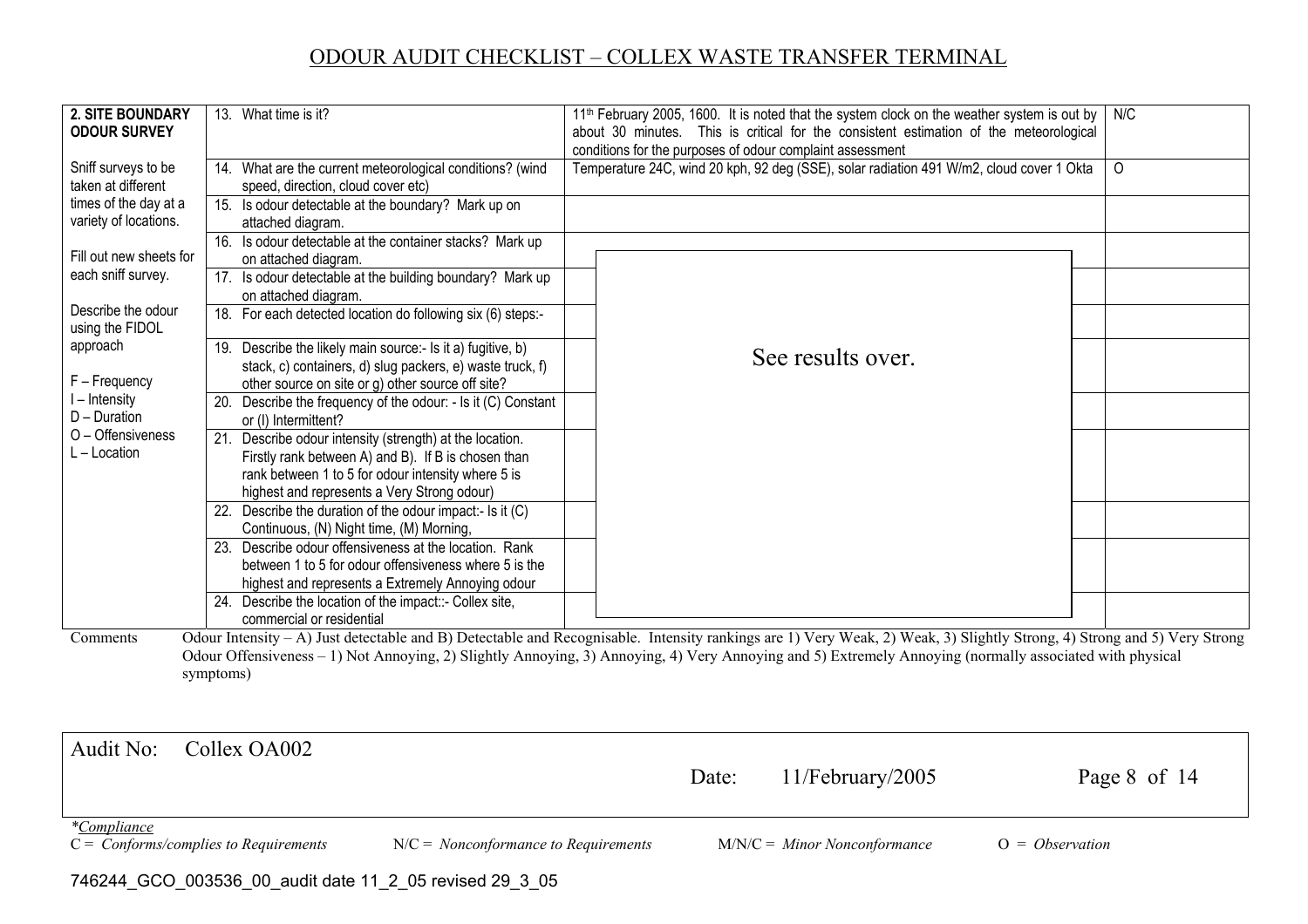# ODOUR AUDIT CHECKLIST – COLLEX WASTE TRANSFER TERMINAL

| | | | |
|---|---|---|---|
| **2. SITE BOUNDARY ODOUR SURVEY** | 13. What time is it? | 11th February 2005, 1600. It is noted that the system clock on the weather system is out by about 30 minutes. This is critical for the consistent estimation of the meteorological conditions for the purposes of odour complaint assessment | N/C |
| Sniff surveys to be taken at different times of the day at a variety of locations. | 14. What are the current meteorological conditions? (wind speed, direction, cloud cover etc) | Temperature 24C, wind 20 kph, 92 deg (SSE), solar radiation 491 W/m2, cloud cover 1 Okta | O |
| Fill out new sheets for each sniff survey. | 15. Is odour detectable at the boundary? Mark up on attached diagram. | | |
| Describe the odour using the FIDOL approach | 16. Is odour detectable at the container stacks? Mark up on attached diagram. | See results over. | |
| F – Frequency | 17. Is odour detectable at the building boundary? Mark up on attached diagram. | | |
| I – Intensity | 18. For each detected location do following six (6) steps:- | | |
| D – Duration | 19. Describe the likely main source:- Is it a) fugitive, b) stack, c) containers, d) slug packers, e) waste truck, f) other source on site or g) other source off site? | | |
| O – Offensiveness | 20. Describe the frequency of the odour: - Is it (C) Constant or (I) Intermittent? | | |
| L – Location | 21. Describe odour intensity (strength) at the location. Firstly rank between A) and B). If B is chosen than rank between 1 to 5 for odour intensity where 5 is highest and represents a Very Strong odour) | | |
| | 22. Describe the duration of the odour impact:- Is it (C) Continuous, (N) Night time, (M) Morning, | | |
| | 23. Describe odour offensiveness at the location. Rank between 1 to 5 for odour offensiveness where 5 is the highest and represents a Extremely Annoying odour | | |
| | 24. Describe the location of the impact::- Collex site, commercial or residential | | |

Comments: Odour Intensity – A) Just detectable and B) Detectable and Recognisable. Intensity rankings are 1) Very Weak, 2) Weak, 3) Slightly Strong, 4) Strong and 5) Very Strong Odour Offensiveness – 1) Not Annoying, 2) Slightly Annoying, 3) Annoying, 4) Very Annoying and 5) Extremely Annoying (normally associated with physical symptoms)

Audit No: Collex OA002 Date: 11/February/2005

*Compliance
C = *Conforms/complies to Requirements* N/C = *Nonconformance to Requirements* M/N/C = *Minor Nonconformance* O = *Observation*

746244_GCO_003536_00_audit date 11_2_05 revised 29_3_05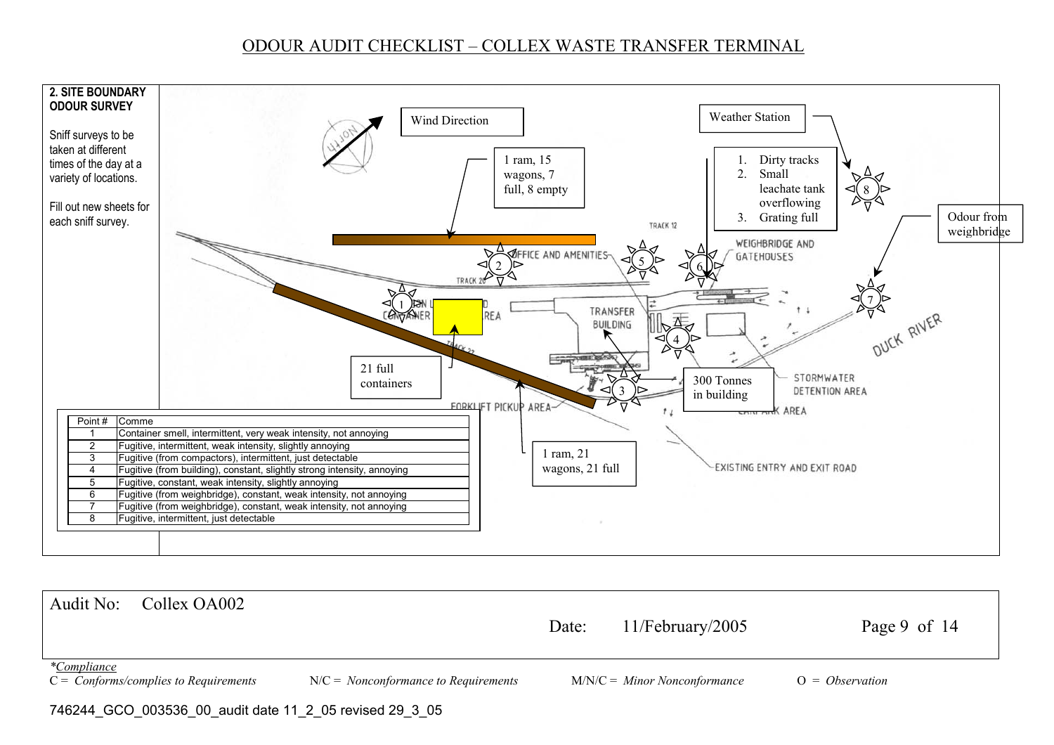# ODOUR AUDIT CHECKLIST – COLLEX WASTE TRANSFER TERMINAL

**2. SITE BOUNDARY ODOUR SURVEY**

Sniff surveys to be taken at different times of the day at a variety of locations.

Fill out new sheets for each sniff survey.

Wind Direction

Weather Station

1 ram, 15 wagons, 7 full, 8 empty

1. Dirty tracks
2. Small leachate tank overflowing
3. Grating full

Odour from weighbridge

21 full containers

300 Tonnes in building

1 ram, 21 wagons, 21 full

TRACK 12

OFFICE AND AMENITIES

WEIGHBRIDGE AND GATEHOUSES

TRACK 20

CONTAINER

TRANSFER BUILDING

DUCK RIVER

STORMWATER DETENTION AREA

FORKLIFT PICKUP AREA

EXISTING ENTRY AND EXIT ROAD

| Point # | Comme |
|---|---|
| 1 | Container smell, intermittent, very weak intensity, not annoying |
| 2 | Fugitive, intermittent, weak intensity, slightly annoying |
| 3 | Fugitive (from compactors), intermittent, just detectable |
| 4 | Fugitive (from building), constant, slightly strong intensity, annoying |
| 5 | Fugitive, constant, weak intensity, slightly annoying |
| 6 | Fugitive (from weighbridge), constant, weak intensity, not annoying |
| 7 | Fugitive (from weighbridge), constant, weak intensity, not annoying |
| 8 | Fugitive, intermittent, just detectable |

Audit No: Collex OA002

Date: 11/February/2005

*Compliance

C = *Conforms/complies to Requirements* N/C = *Nonconformance to Requirements* M/N/C = *Minor Nonconformance* O = *Observation*

746244_GCO_003536_00_audit date 11_2_05 revised 29_3_05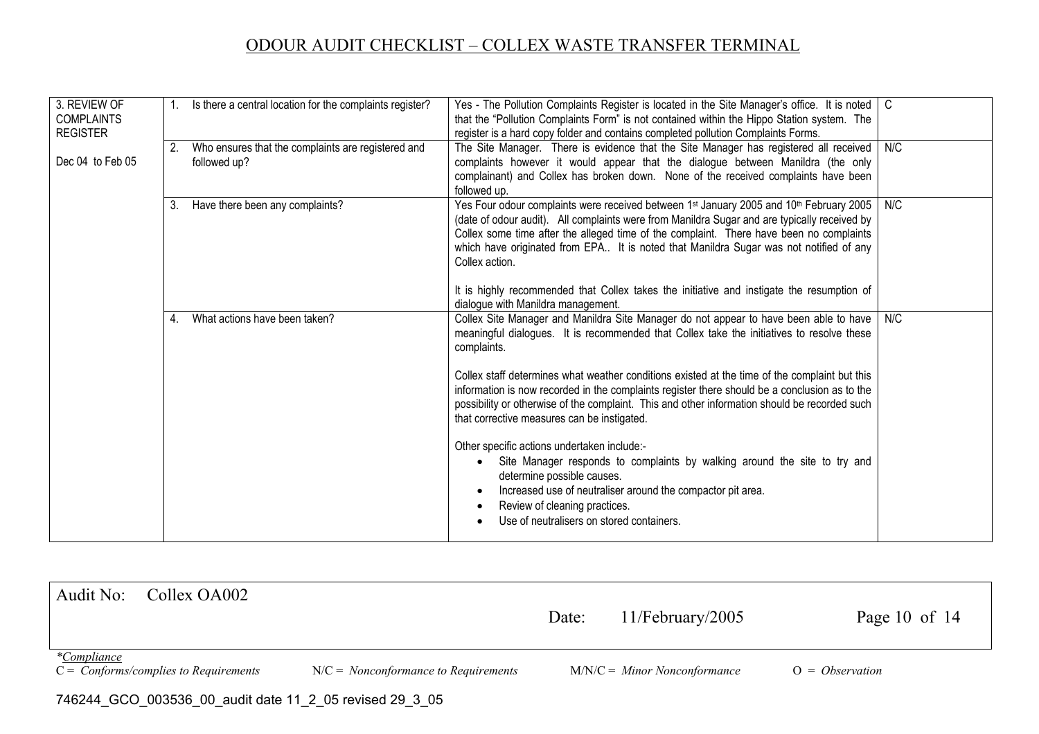# ODOUR AUDIT CHECKLIST – COLLEX WASTE TRANSFER TERMINAL

| | | | |
|---|---|---|---|
| 3. REVIEW OF COMPLAINTS REGISTER<br><br>Dec 04 to Feb 05 | 1. Is there a central location for the complaints register? | Yes - The Pollution Complaints Register is located in the Site Manager's office. It is noted that the "Pollution Complaints Form" is not contained within the Hippo Station system. The register is a hard copy folder and contains completed pollution Complaints Forms. | C |
| | 2. Who ensures that the complaints are registered and followed up? | The Site Manager. There is evidence that the Site Manager has registered all received complaints however it would appear that the dialogue between Manildra (the only complainant) and Collex has broken down. None of the received complaints have been followed up. | N/C |
| | 3. Have there been any complaints? | Yes Four odour complaints were received between 1st January 2005 and 10th February 2005 (date of odour audit). All complaints were from Manildra Sugar and are typically received by Collex some time after the alleged time of the complaint. There have been no complaints which have originated from EPA.. It is noted that Manildra Sugar was not notified of any Collex action.<br><br>It is highly recommended that Collex takes the initiative and instigate the resumption of dialogue with Manildra management. | N/C |
| | 4. What actions have been taken? | Collex Site Manager and Manildra Site Manager do not appear to have been able to have meaningful dialogues. It is recommended that Collex take the initiatives to resolve these complaints.<br><br>Collex staff determines what weather conditions existed at the time of the complaint but this information is now recorded in the complaints register there should be a conclusion as to the possibility or otherwise of the complaint. This and other information should be recorded such that corrective measures can be instigated.<br><br>Other specific actions undertaken include:-<br>• Site Manager responds to complaints by walking around the site to try and determine possible causes.<br>• Increased use of neutraliser around the compactor pit area.<br>• Review of cleaning practices.<br>• Use of neutralisers on stored containers. | N/C |

Audit No: Collex OA002 | Date: 11/February/2005

*Compliance
C = *Conforms/complies to Requirements* N/C = *Nonconformance to Requirements* M/N/C = *Minor Nonconformance* O = *Observation*

746244_GCO_003536_00_audit date 11_2_05 revised 29_3_05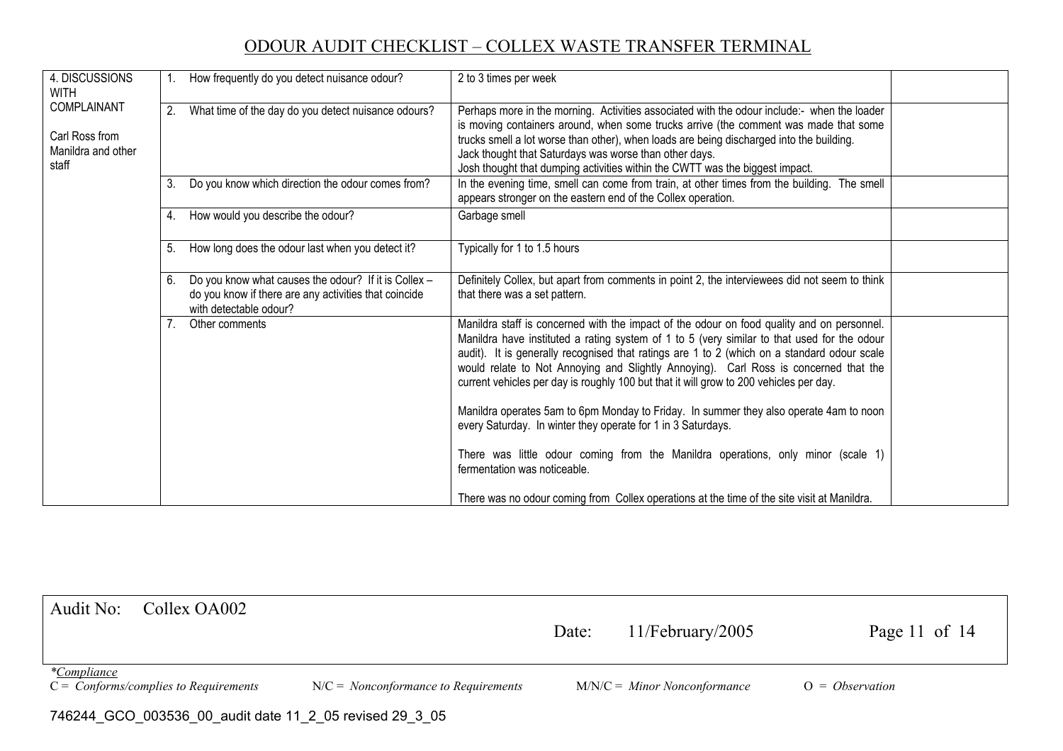# ODOUR AUDIT CHECKLIST – COLLEX WASTE TRANSFER TERMINAL

| | | | |
|---|---|---|---|
| 4. DISCUSSIONS WITH COMPLAINANT<br><br>Carl Ross from Manildra and other staff | 1. How frequently do you detect nuisance odour? | 2 to 3 times per week | |
| | 2. What time of the day do you detect nuisance odours? | Perhaps more in the morning. Activities associated with the odour include:- when the loader is moving containers around, when some trucks arrive (the comment was made that some trucks smell a lot worse than other), when loads are being discharged into the building.<br>Jack thought that Saturdays was worse than other days.<br>Josh thought that dumping activities within the CWTT was the biggest impact. | |
| | 3. Do you know which direction the odour comes from? | In the evening time, smell can come from train, at other times from the building. The smell appears stronger on the eastern end of the Collex operation. | |
| | 4. How would you describe the odour? | Garbage smell | |
| | 5. How long does the odour last when you detect it? | Typically for 1 to 1.5 hours | |
| | 6. Do you know what causes the odour? If it is Collex – do you know if there are any activities that coincide with detectable odour? | Definitely Collex, but apart from comments in point 2, the interviewees did not seem to think that there was a set pattern. | |
| | 7. Other comments | Manildra staff is concerned with the impact of the odour on food quality and on personnel. Manildra have instituted a rating system of 1 to 5 (very similar to that used for the odour audit). It is generally recognised that ratings are 1 to 2 (which on a standard odour scale would relate to Not Annoying and Slightly Annoying). Carl Ross is concerned that the current vehicles per day is roughly 100 but that it will grow to 200 vehicles per day.<br><br>Manildra operates 5am to 6pm Monday to Friday. In summer they also operate 4am to noon every Saturday. In winter they operate for 1 in 3 Saturdays.<br><br>There was little odour coming from the Manildra operations, only minor (scale 1) fermentation was noticeable.<br><br>There was no odour coming from Collex operations at the time of the site visit at Manildra. | |

Audit No: Collex OA002 Date: 11/February/2005

*Compliance
C = *Conforms/complies to Requirements* N/C = *Nonconformance to Requirements* M/N/C = *Minor Nonconformance* O = *Observation*

746244_GCO_003536_00_audit date 11_2_05 revised 29_3_05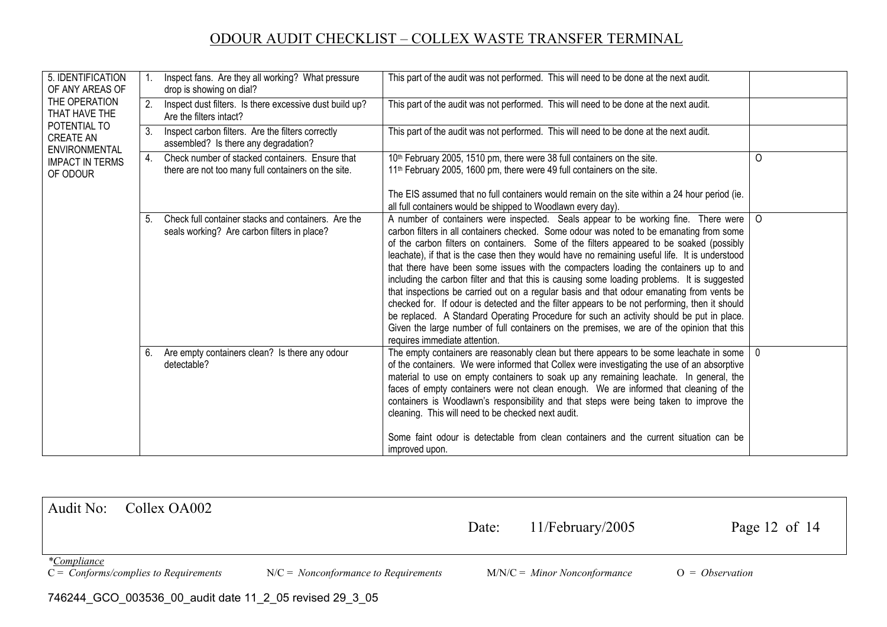# ODOUR AUDIT CHECKLIST – COLLEX WASTE TRANSFER TERMINAL

| | | | |
|---|---|---|---|
| 5. IDENTIFICATION OF ANY AREAS OF THE OPERATION THAT HAVE THE POTENTIAL TO CREATE AN ENVIRONMENTAL IMPACT IN TERMS OF ODOUR | 1. Inspect fans. Are they all working? What pressure drop is showing on dial? | This part of the audit was not performed. This will need to be done at the next audit. | |
| | 2. Inspect dust filters. Is there excessive dust build up? Are the filters intact? | This part of the audit was not performed. This will need to be done at the next audit. | |
| | 3. Inspect carbon filters. Are the filters correctly assembled? Is there any degradation? | This part of the audit was not performed. This will need to be done at the next audit. | |
| | 4. Check number of stacked containers. Ensure that there are not too many full containers on the site. | 10th February 2005, 1510 pm, there were 38 full containers on the site.<br>11th February 2005, 1600 pm, there were 49 full containers on the site.<br><br>The EIS assumed that no full containers would remain on the site within a 24 hour period (ie. all full containers would be shipped to Woodlawn every day). | O |
| | 5. Check full container stacks and containers. Are the seals working? Are carbon filters in place? | A number of containers were inspected. Seals appear to be working fine. There were carbon filters in all containers checked. Some odour was noted to be emanating from some of the carbon filters on containers. Some of the filters appeared to be soaked (possibly leachate), if that is the case then they would have no remaining useful life. It is understood that there have been some issues with the compacters loading the containers up to and including the carbon filter and that this is causing some loading problems. It is suggested that inspections be carried out on a regular basis and that odour emanating from vents be checked for. If odour is detected and the filter appears to be not performing, then it should be replaced. A Standard Operating Procedure for such an activity should be put in place. Given the large number of full containers on the premises, we are of the opinion that this requires immediate attention. | O |
| | 6. Are empty containers clean? Is there any odour detectable? | The empty containers are reasonably clean but there appears to be some leachate in some of the containers. We were informed that Collex were investigating the use of an absorptive material to use on empty containers to soak up any remaining leachate. In general, the faces of empty containers were not clean enough. We are informed that cleaning of the containers is Woodlawn's responsibility and that steps were being taken to improve the cleaning. This will need to be checked next audit.<br><br>Some faint odour is detectable from clean containers and the current situation can be improved upon. | 0 |

Audit No: Collex OA002 Date: 11/February/2005

*\*Compliance*
C = *Conforms/complies to Requirements* N/C = *Nonconformance to Requirements* M/N/C = *Minor Nonconformance* O = *Observation*

746244_GCO_003536_00_audit date 11_2_05 revised 29_3_05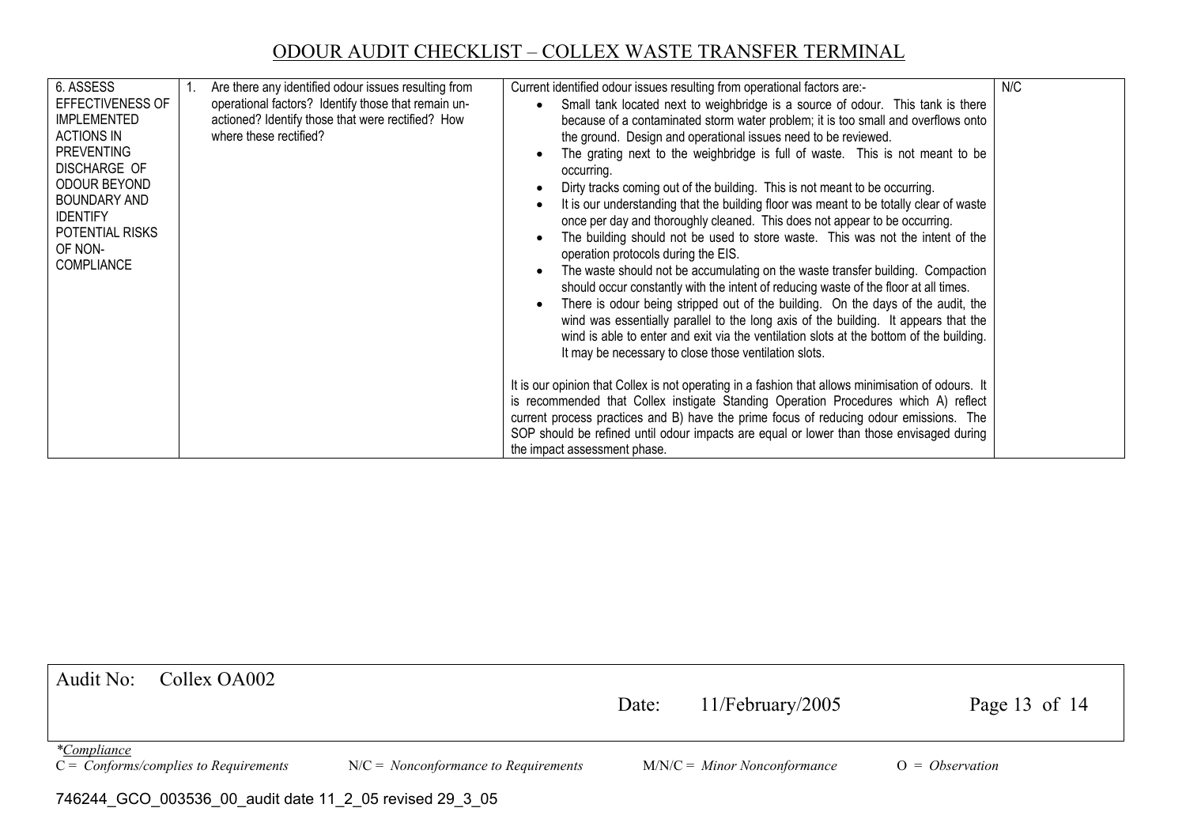| 6. ASSESS EFFECTIVENESS OF IMPLEMENTED ACTIONS IN PREVENTING DISCHARGE OF ODOUR BEYOND BOUNDARY AND IDENTIFY POTENTIAL RISKS OF NON-COMPLIANCE | 1. Are there any identified odour issues resulting from operational factors? Identify those that remain un-actioned? Identify those that were rectified? How where these rectified? | Current identified odour issues resulting from operational factors are:-<br>• Small tank located next to weighbridge is a source of odour. This tank is there because of a contaminated storm water problem; it is too small and overflows onto the ground. Design and operational issues need to be reviewed.<br>• The grating next to the weighbridge is full of waste. This is not meant to be occurring.<br>• Dirty tracks coming out of the building. This is not meant to be occurring.<br>• It is our understanding that the building floor was meant to be totally clear of waste once per day and thoroughly cleaned. This does not appear to be occurring.<br>• The building should not be used to store waste. This was not the intent of the operation protocols during the EIS.<br>• The waste should not be accumulating on the waste transfer building. Compaction should occur constantly with the intent of reducing waste of the floor at all times.<br>• There is odour being stripped out of the building. On the days of the audit, the wind was essentially parallel to the long axis of the building. It appears that the wind is able to enter and exit via the ventilation slots at the bottom of the building. It may be necessary to close those ventilation slots.<br><br>It is our opinion that Collex is not operating in a fashion that allows minimisation of odours. It is recommended that Collex instigate Standing Operation Procedures which A) reflect current process practices and B) have the prime focus of reducing odour emissions. The SOP should be refined until odour impacts are equal or lower than those envisaged during the impact assessment phase. | N/C |
|---|---|---|---|

Audit No: Collex OA002 Date: 11/February/2005

*Compliance*
C = *Conforms/complies to Requirements* N/C = *Nonconformance to Requirements* M/N/C = *Minor Nonconformance* O = *Observation*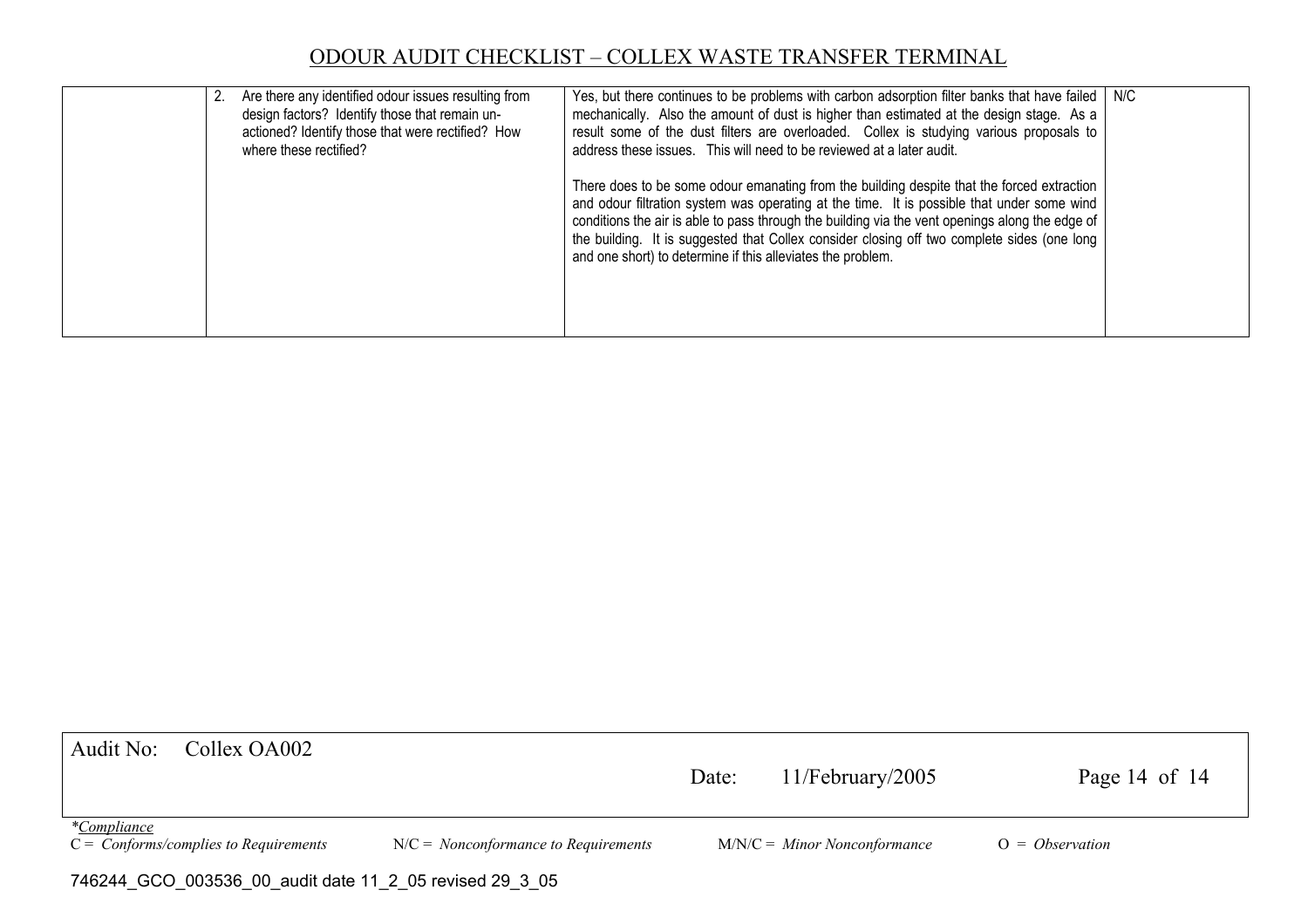# ODOUR AUDIT CHECKLIST – COLLEX WASTE TRANSFER TERMINAL

| | | | |
|---|---|---|---|
| | 2. Are there any identified odour issues resulting from design factors? Identify those that remain un-actioned? Identify those that were rectified? How where these rectified? | Yes, but there continues to be problems with carbon adsorption filter banks that have failed mechanically. Also the amount of dust is higher than estimated at the design stage. As a result some of the dust filters are overloaded. Collex is studying various proposals to address these issues. This will need to be reviewed at a later audit.<br><br>There does to be some odour emanating from the building despite that the forced extraction and odour filtration system was operating at the time. It is possible that under some wind conditions the air is able to pass through the building via the vent openings along the edge of the building. It is suggested that Collex consider closing off two complete sides (one long and one short) to determine if this alleviates the problem. | N/C |

Audit No: Collex OA002 Date: 11/February/2005

*Compliance
C = *Conforms/complies to Requirements* N/C = *Nonconformance to Requirements* M/N/C = *Minor Nonconformance* O = *Observation*

746244_GCO_003536_00_audit date 11_2_05 revised 29_3_05